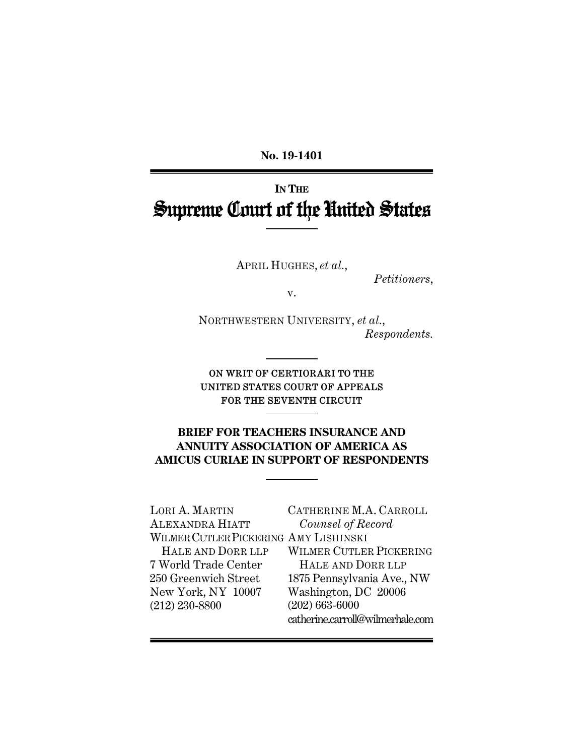**No. 19-1401**

IN THE

# Supreme Court of the United States

APRIL HUGHES, *et al.*,

*Petitioners*,

v.

NORTHWESTERN UNIVERSITY, *et al.*,

*Respondents.*

ON WRIT OF CERTIORARI TO THE UNITED STATES COURT OF APPEALS FOR THE SEVENTH CIRCUIT

**BRIEF FOR TEACHERS INSURANCE AND ANNUITY ASSOCIATION OF AMERICA AS AMICUS CURIAE IN SUPPORT OF RESPONDENTS**

LORI A. MARTIN
ALEXANDRA HIATT
WILMER CUTLER PICKERING
HALE AND DORR LLP
7 World Trade Center
250 Greenwich Street
New York, NY 10007
(212) 230-8800

CATHERINE M.A. CARROLL
*Counsel of Record*
AMY LISHINSKI
WILMER CUTLER PICKERING
HALE AND DORR LLP
1875 Pennsylvania Ave., NW
Washington, DC 20006
(202) 663-6000
catherine.carroll@wilmerhale.com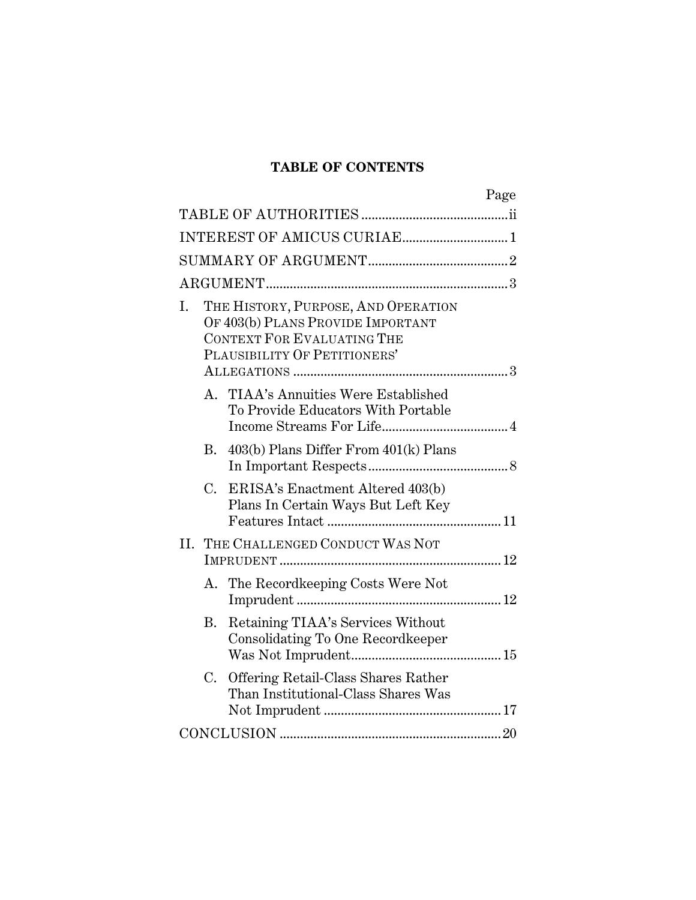## TABLE OF CONTENTS

| | Page |
|---|---|
| TABLE OF AUTHORITIES | ii |
| INTEREST OF AMICUS CURIAE | 1 |
| SUMMARY OF ARGUMENT | 2 |
| ARGUMENT | 3 |
| I. THE HISTORY, PURPOSE, AND OPERATION OF 403(b) PLANS PROVIDE IMPORTANT CONTEXT FOR EVALUATING THE PLAUSIBILITY OF PETITIONERS' ALLEGATIONS | 3 |
| A. TIAA's Annuities Were Established To Provide Educators With Portable Income Streams For Life | 4 |
| B. 403(b) Plans Differ From 401(k) Plans In Important Respects | 8 |
| C. ERISA's Enactment Altered 403(b) Plans In Certain Ways But Left Key Features Intact | 11 |
| II. THE CHALLENGED CONDUCT WAS NOT IMPRUDENT | 12 |
| A. The Recordkeeping Costs Were Not Imprudent | 12 |
| B. Retaining TIAA's Services Without Consolidating To One Recordkeeper Was Not Imprudent | 15 |
| C. Offering Retail-Class Shares Rather Than Institutional-Class Shares Was Not Imprudent | 17 |
| CONCLUSION | 20 |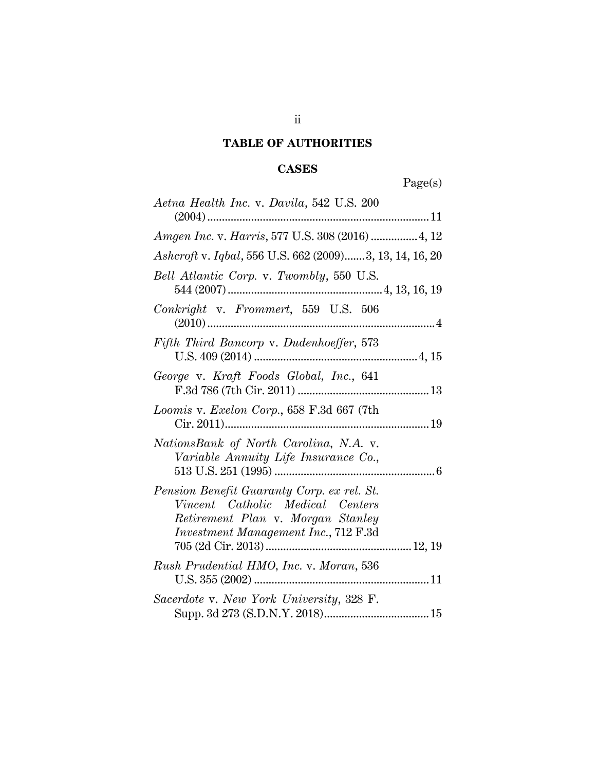# TABLE OF AUTHORITIES

## CASES

Page(s)

*Aetna Health Inc.* v. *Davila*, 542 U.S. 200 (2004) ........................................................................ 11

*Amgen Inc.* v. *Harris*, 577 U.S. 308 (2016) ................ 4, 12

*Ashcroft* v. *Iqbal*, 556 U.S. 662 (2009) ....... 3, 13, 14, 16, 20

*Bell Atlantic Corp.* v. *Twombly*, 550 U.S. 544 (2007) .................................................... 4, 13, 16, 19

*Conkright* v. *Frommert*, 559 U.S. 506 (2010) ........................................................................ 4

*Fifth Third Bancorp* v. *Dudenhoeffer*, 573 U.S. 409 (2014) ........................................................ 4, 15

*George* v. *Kraft Foods Global, Inc.*, 641 F.3d 786 (7th Cir. 2011) ............................................ 13

*Loomis* v. *Exelon Corp.*, 658 F.3d 667 (7th Cir. 2011) .................................................................... 19

*NationsBank of North Carolina, N.A.* v. *Variable Annuity Life Insurance Co.*, 513 U.S. 251 (1995) ...................................................... 6

*Pension Benefit Guaranty Corp. ex rel. St. Vincent Catholic Medical Centers Retirement Plan* v. *Morgan Stanley Investment Management Inc.*, 712 F.3d 705 (2d Cir. 2013) ................................................ 12, 19

*Rush Prudential HMO, Inc.* v. *Moran*, 536 U.S. 355 (2002) ........................................................... 11

*Sacerdote* v. *New York University*, 328 F. Supp. 3d 273 (S.D.N.Y. 2018) ................................... 15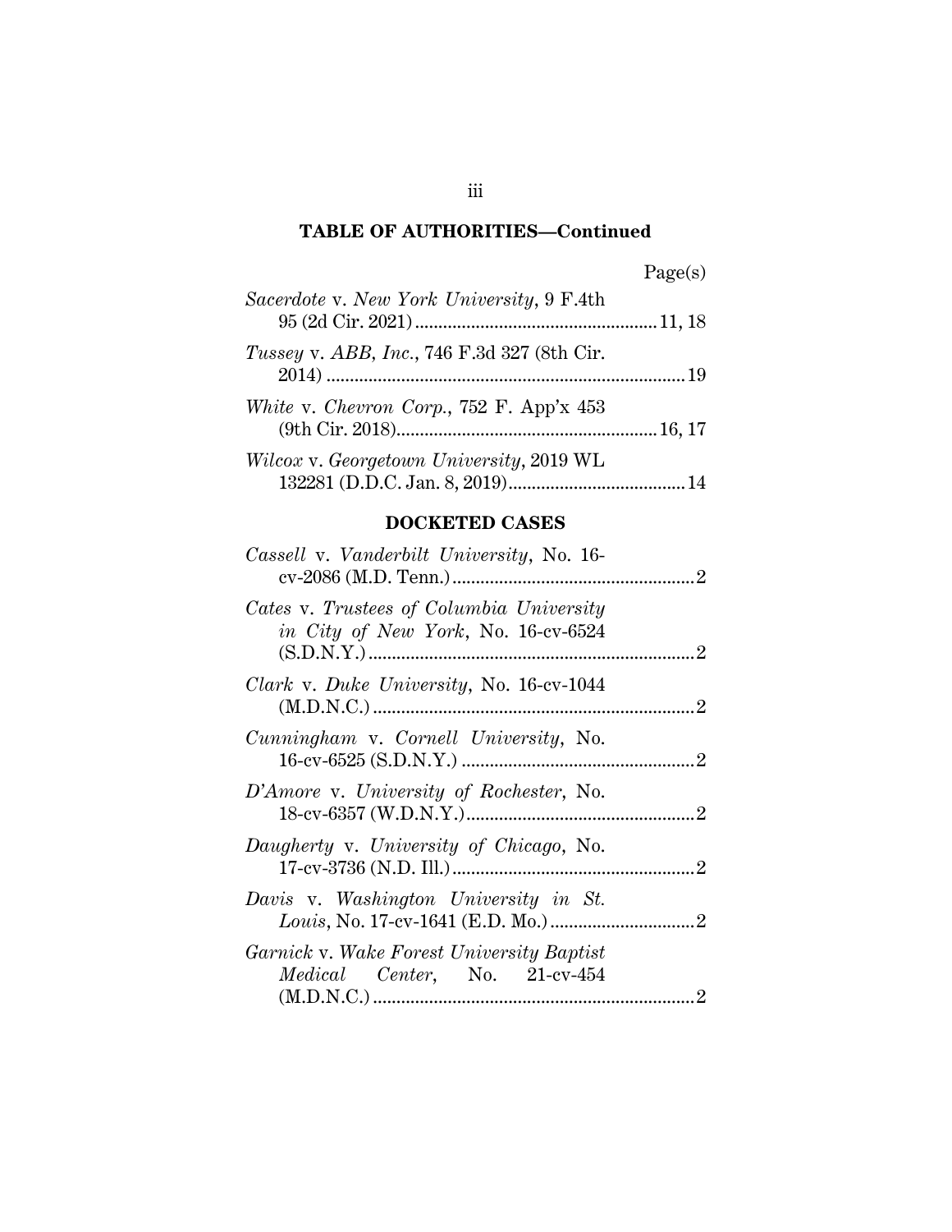## TABLE OF AUTHORITIES—Continued

| | Page(s) |
|---|---|
| *Sacerdote* v. *New York University*, 9 F.4th 95 (2d Cir. 2021) | 11, 18 |
| *Tussey* v. *ABB, Inc.*, 746 F.3d 327 (8th Cir. 2014) | 19 |
| *White* v. *Chevron Corp.*, 752 F. App'x 453 (9th Cir. 2018) | 16, 17 |
| *Wilcox* v. *Georgetown University*, 2019 WL 132281 (D.D.C. Jan. 8, 2019) | 14 |

### DOCKETED CASES

| | |
|---|---|
| *Cassell* v. *Vanderbilt University*, No. 16-cv-2086 (M.D. Tenn.) | 2 |
| *Cates* v. *Trustees of Columbia University in City of New York*, No. 16-cv-6524 (S.D.N.Y.) | 2 |
| *Clark* v. *Duke University*, No. 16-cv-1044 (M.D.N.C.) | 2 |
| *Cunningham* v. *Cornell University*, No. 16-cv-6525 (S.D.N.Y.) | 2 |
| *D'Amore* v. *University of Rochester*, No. 18-cv-6357 (W.D.N.Y.) | 2 |
| *Daugherty* v. *University of Chicago*, No. 17-cv-3736 (N.D. Ill.) | 2 |
| *Davis* v. *Washington University in St. Louis*, No. 17-cv-1641 (E.D. Mo.) | 2 |
| *Garnick* v. *Wake Forest University Baptist Medical Center*, No. 21-cv-454 (M.D.N.C.) | 2 |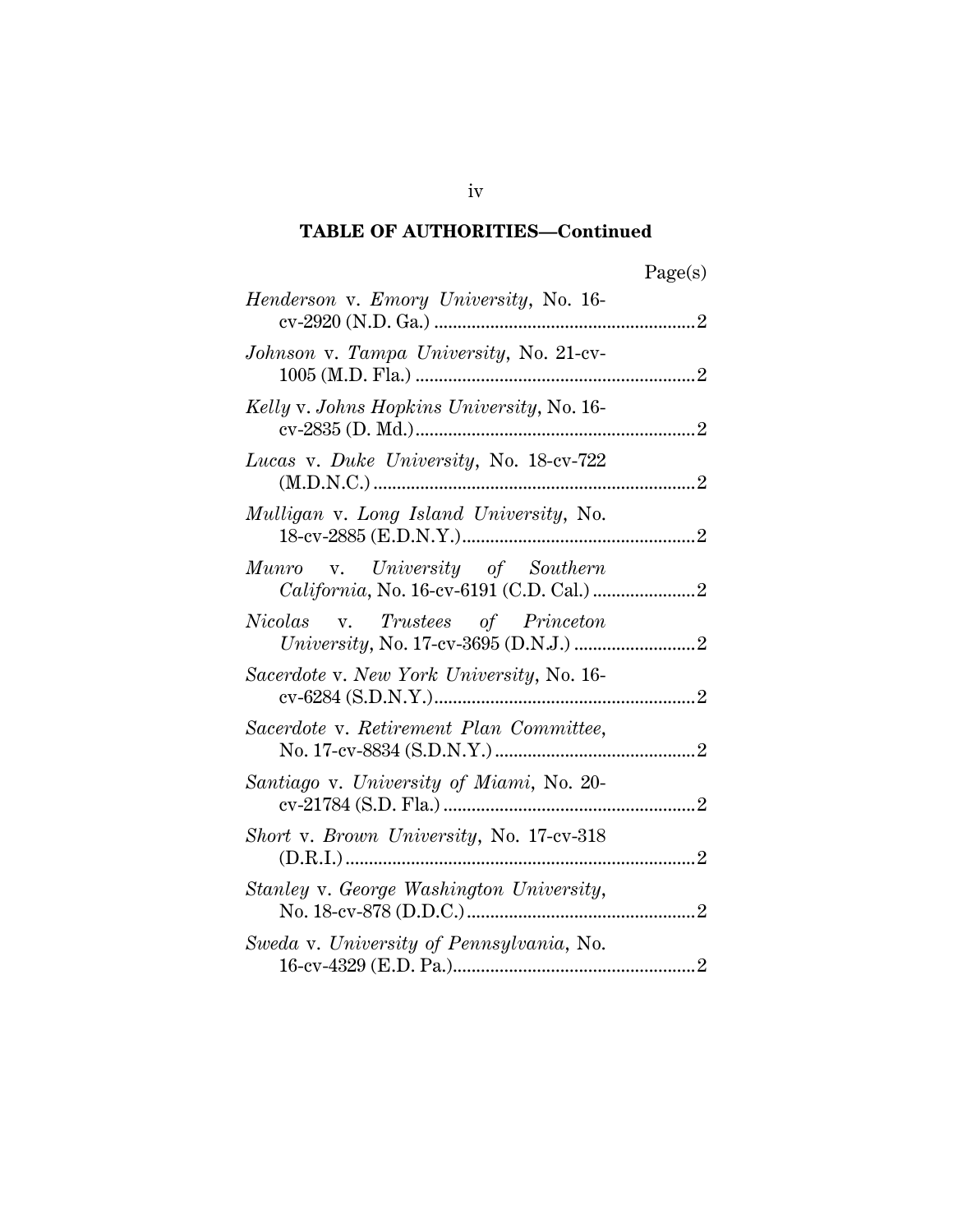## TABLE OF AUTHORITIES—Continued

| | Page(s) |
|---|---|
| *Henderson* v. *Emory University*, No. 16-cv-2920 (N.D. Ga.) | 2 |
| *Johnson* v. *Tampa University*, No. 21-cv-1005 (M.D. Fla.) | 2 |
| *Kelly* v. *Johns Hopkins University*, No. 16-cv-2835 (D. Md.) | 2 |
| *Lucas* v. *Duke University*, No. 18-cv-722 (M.D.N.C.) | 2 |
| *Mulligan* v. *Long Island University*, No. 18-cv-2885 (E.D.N.Y.) | 2 |
| *Munro* v. *University of Southern California*, No. 16-cv-6191 (C.D. Cal.) | 2 |
| *Nicolas* v. *Trustees of Princeton University*, No. 17-cv-3695 (D.N.J.) | 2 |
| *Sacerdote* v. *New York University*, No. 16-cv-6284 (S.D.N.Y.) | 2 |
| *Sacerdote* v. *Retirement Plan Committee*, No. 17-cv-8834 (S.D.N.Y.) | 2 |
| *Santiago* v. *University of Miami*, No. 20-cv-21784 (S.D. Fla.) | 2 |
| *Short* v. *Brown University*, No. 17-cv-318 (D.R.I.) | 2 |
| *Stanley* v. *George Washington University*, No. 18-cv-878 (D.D.C.) | 2 |
| *Sweda* v. *University of Pennsylvania*, No. 16-cv-4329 (E.D. Pa.) | 2 |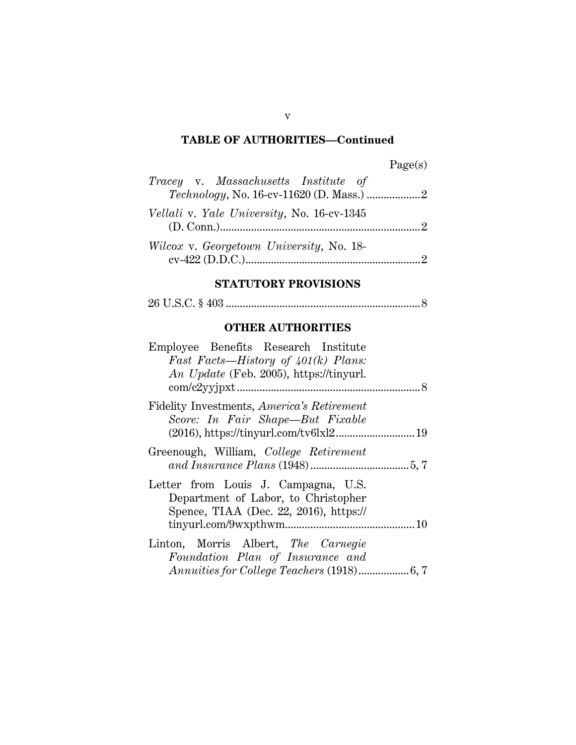## TABLE OF AUTHORITIES—Continued

Page(s)

*Tracey* v. *Massachusetts Institute of Technology*, No. 16-cv-11620 (D. Mass.) .................. 2

*Vellali* v. *Yale University*, No. 16-cv-1345 (D. Conn.)...................................................................... 2

*Wilcox* v. *Georgetown University*, No. 18-cv-422 (D.D.C.)............................................................. 2

### STATUTORY PROVISIONS

26 U.S.C. § 403 .................................................................... 8

### OTHER AUTHORITIES

Employee Benefits Research Institute *Fast Facts—History of 401(k) Plans: An Update* (Feb. 2005), https://tinyurl.com/c2yyjpxt ................................................................ 8

Fidelity Investments, *America's Retirement Score: In Fair Shape—But Fixable* (2016), https://tinyurl.com/tv6lxl2........................... 19

Greenough, William, *College Retirement and Insurance Plans* (1948) .................................. 5, 7

Letter from Louis J. Campagna, U.S. Department of Labor, to Christopher Spence, TIAA (Dec. 22, 2016), https://tinyurl.com/9wxpthwm............................................. 10

Linton, Morris Albert, *The Carnegie Foundation Plan of Insurance and Annuities for College Teachers* (1918)................. 6, 7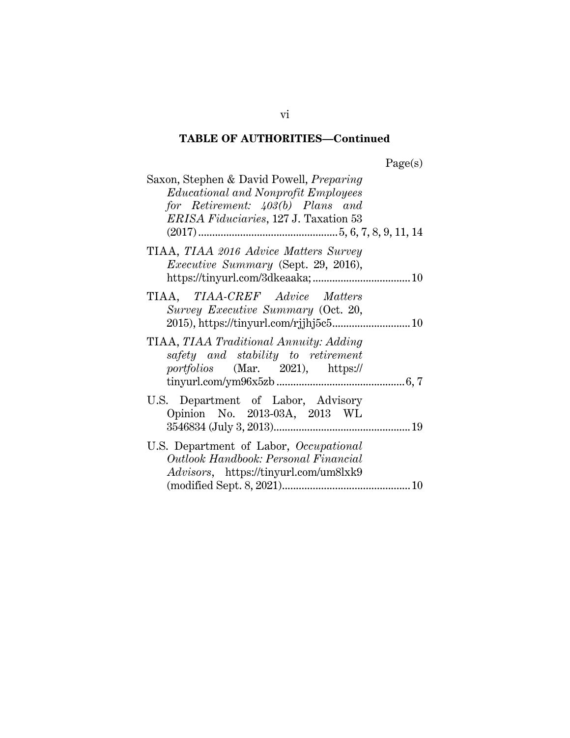## TABLE OF AUTHORITIES—Continued

Page(s)

Saxon, Stephen & David Powell, *Preparing Educational and Nonprofit Employees for Retirement: 403(b) Plans and ERISA Fiduciaries*, 127 J. Taxation 53 (2017) .................................................5, 6, 7, 8, 9, 11, 14

TIAA, *TIAA 2016 Advice Matters Survey Executive Summary* (Sept. 29, 2016), https://tinyurl.com/3dkeaaka; .................................10

TIAA, *TIAA-CREF Advice Matters Survey Executive Summary* (Oct. 20, 2015), https://tinyurl.com/rjjhj5c5...........................10

TIAA, *TIAA Traditional Annuity: Adding safety and stability to retirement portfolios* (Mar. 2021), https:// tinyurl.com/ym96x5zb .............................................6, 7

U.S. Department of Labor, Advisory Opinion No. 2013-03A, 2013 WL 3546834 (July 3, 2013)................................................19

U.S. Department of Labor, *Occupational Outlook Handbook: Personal Financial Advisors*, https://tinyurl.com/um8lxk9 (modified Sept. 8, 2021).............................................10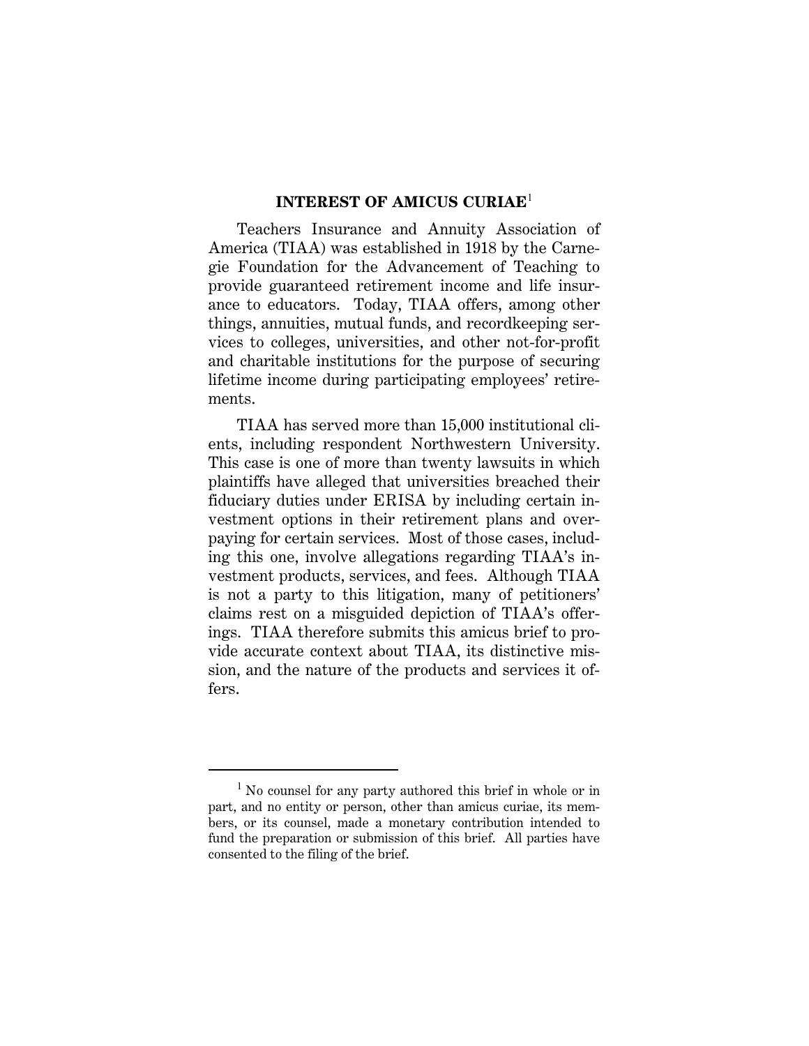## INTEREST OF AMICUS CURIAE[1]

Teachers Insurance and Annuity Association of America (TIAA) was established in 1918 by the Carnegie Foundation for the Advancement of Teaching to provide guaranteed retirement income and life insurance to educators. Today, TIAA offers, among other things, annuities, mutual funds, and recordkeeping services to colleges, universities, and other not-for-profit and charitable institutions for the purpose of securing lifetime income during participating employees' retirements.

TIAA has served more than 15,000 institutional clients, including respondent Northwestern University. This case is one of more than twenty lawsuits in which plaintiffs have alleged that universities breached their fiduciary duties under ERISA by including certain investment options in their retirement plans and overpaying for certain services. Most of those cases, including this one, involve allegations regarding TIAA's investment products, services, and fees. Although TIAA is not a party to this litigation, many of petitioners' claims rest on a misguided depiction of TIAA's offerings. TIAA therefore submits this amicus brief to provide accurate context about TIAA, its distinctive mission, and the nature of the products and services it offers.

---

[1] No counsel for any party authored this brief in whole or in part, and no entity or person, other than amicus curiae, its members, or its counsel, made a monetary contribution intended to fund the preparation or submission of this brief. All parties have consented to the filing of the brief.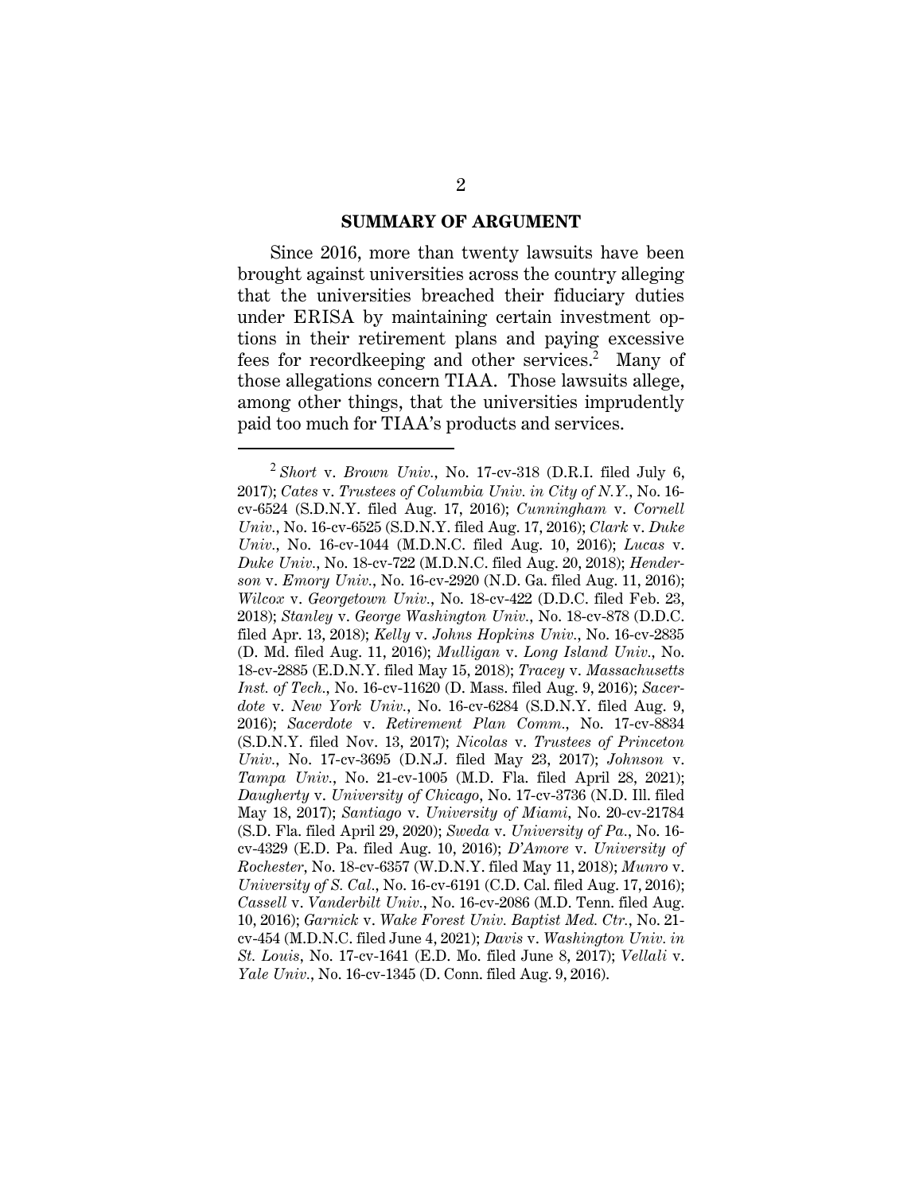## SUMMARY OF ARGUMENT

Since 2016, more than twenty lawsuits have been brought against universities across the country alleging that the universities breached their fiduciary duties under ERISA by maintaining certain investment options in their retirement plans and paying excessive fees for recordkeeping and other services.[2] Many of those allegations concern TIAA. Those lawsuits allege, among other things, that the universities imprudently paid too much for TIAA's products and services.

---

[2] *Short* v. *Brown Univ.*, No. 17-cv-318 (D.R.I. filed July 6, 2017); *Cates* v. *Trustees of Columbia Univ. in City of N.Y.*, No. 16-cv-6524 (S.D.N.Y. filed Aug. 17, 2016); *Cunningham* v. *Cornell Univ.*, No. 16-cv-6525 (S.D.N.Y. filed Aug. 17, 2016); *Clark* v. *Duke Univ.*, No. 16-cv-1044 (M.D.N.C. filed Aug. 10, 2016); *Lucas* v. *Duke Univ.*, No. 18-cv-722 (M.D.N.C. filed Aug. 20, 2018); *Henderson* v. *Emory Univ.*, No. 16-cv-2920 (N.D. Ga. filed Aug. 11, 2016); *Wilcox* v. *Georgetown Univ.*, No. 18-cv-422 (D.D.C. filed Feb. 23, 2018); *Stanley* v. *George Washington Univ.*, No. 18-cv-878 (D.D.C. filed Apr. 13, 2018); *Kelly* v. *Johns Hopkins Univ.*, No. 16-cv-2835 (D. Md. filed Aug. 11, 2016); *Mulligan* v. *Long Island Univ.*, No. 18-cv-2885 (E.D.N.Y. filed May 15, 2018); *Tracey* v. *Massachusetts Inst. of Tech.*, No. 16-cv-11620 (D. Mass. filed Aug. 9, 2016); *Sacerdote* v. *New York Univ.*, No. 16-cv-6284 (S.D.N.Y. filed Aug. 9, 2016); *Sacerdote* v. *Retirement Plan Comm.*, No. 17-cv-8834 (S.D.N.Y. filed Nov. 13, 2017); *Nicolas* v. *Trustees of Princeton Univ.*, No. 17-cv-3695 (D.N.J. filed May 23, 2017); *Johnson* v. *Tampa Univ.*, No. 21-cv-1005 (M.D. Fla. filed April 28, 2021); *Daugherty* v. *University of Chicago*, No. 17-cv-3736 (N.D. Ill. filed May 18, 2017); *Santiago* v. *University of Miami*, No. 20-cv-21784 (S.D. Fla. filed April 29, 2020); *Sweda* v. *University of Pa.*, No. 16-cv-4329 (E.D. Pa. filed Aug. 10, 2016); *D'Amore* v. *University of Rochester*, No. 18-cv-6357 (W.D.N.Y. filed May 11, 2018); *Munro* v. *University of S. Cal.*, No. 16-cv-6191 (C.D. Cal. filed Aug. 17, 2016); *Cassell* v. *Vanderbilt Univ.*, No. 16-cv-2086 (M.D. Tenn. filed Aug. 10, 2016); *Garnick* v. *Wake Forest Univ. Baptist Med. Ctr.*, No. 21-cv-454 (M.D.N.C. filed June 4, 2021); *Davis* v. *Washington Univ. in St. Louis*, No. 17-cv-1641 (E.D. Mo. filed June 8, 2017); *Vellali* v. *Yale Univ.*, No. 16-cv-1345 (D. Conn. filed Aug. 9, 2016).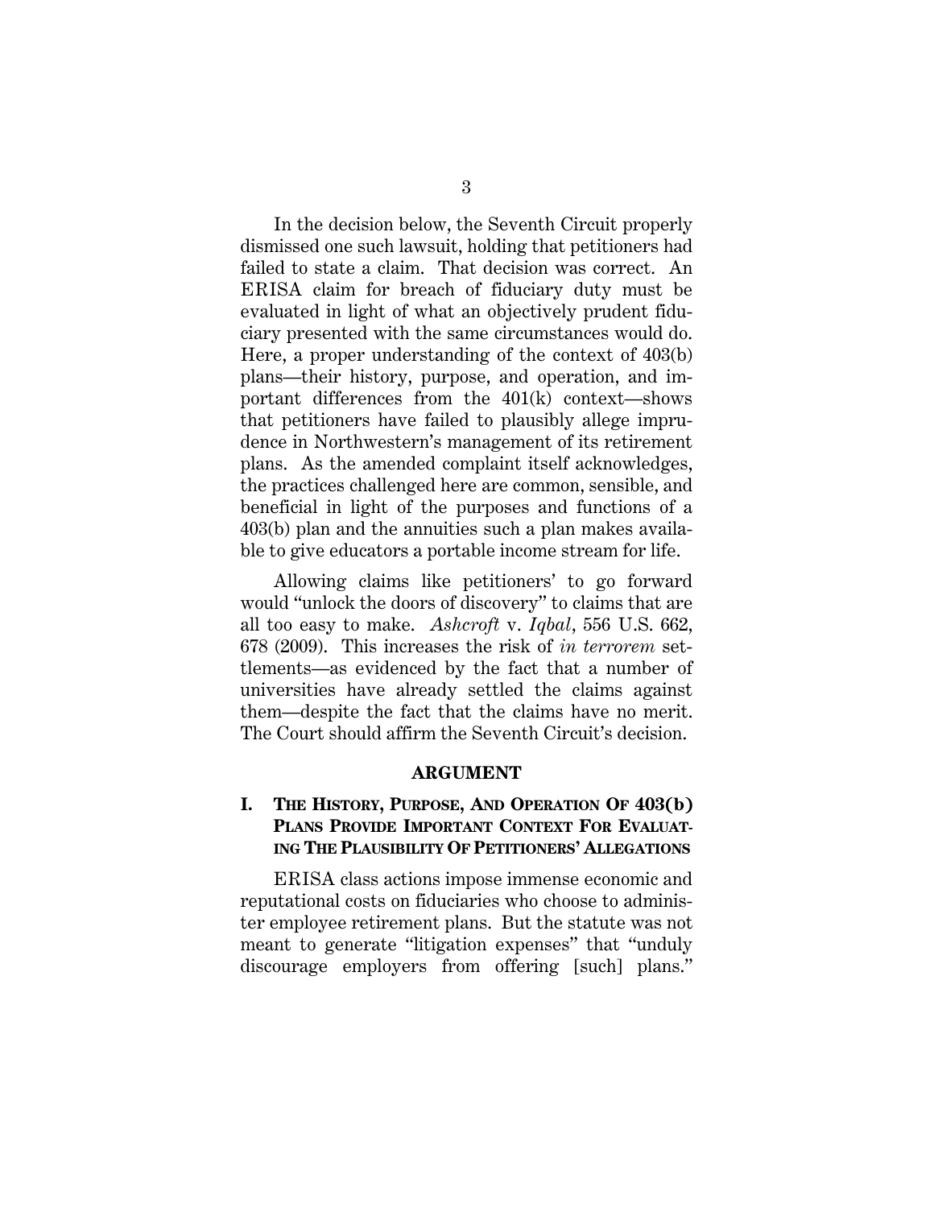In the decision below, the Seventh Circuit properly dismissed one such lawsuit, holding that petitioners had failed to state a claim. That decision was correct. An ERISA claim for breach of fiduciary duty must be evaluated in light of what an objectively prudent fiduciary presented with the same circumstances would do. Here, a proper understanding of the context of 403(b) plans—their history, purpose, and operation, and important differences from the 401(k) context—shows that petitioners have failed to plausibly allege imprudence in Northwestern's management of its retirement plans. As the amended complaint itself acknowledges, the practices challenged here are common, sensible, and beneficial in light of the purposes and functions of a 403(b) plan and the annuities such a plan makes available to give educators a portable income stream for life.

Allowing claims like petitioners' to go forward would "unlock the doors of discovery" to claims that are all too easy to make. *Ashcroft* v. *Iqbal*, 556 U.S. 662, 678 (2009). This increases the risk of *in terrorem* settlements—as evidenced by the fact that a number of universities have already settled the claims against them—despite the fact that the claims have no merit. The Court should affirm the Seventh Circuit's decision.

## ARGUMENT

### I. THE HISTORY, PURPOSE, AND OPERATION OF 403(b) PLANS PROVIDE IMPORTANT CONTEXT FOR EVALUATING THE PLAUSIBILITY OF PETITIONERS' ALLEGATIONS

ERISA class actions impose immense economic and reputational costs on fiduciaries who choose to administer employee retirement plans. But the statute was not meant to generate "litigation expenses" that "unduly discourage employers from offering [such] plans."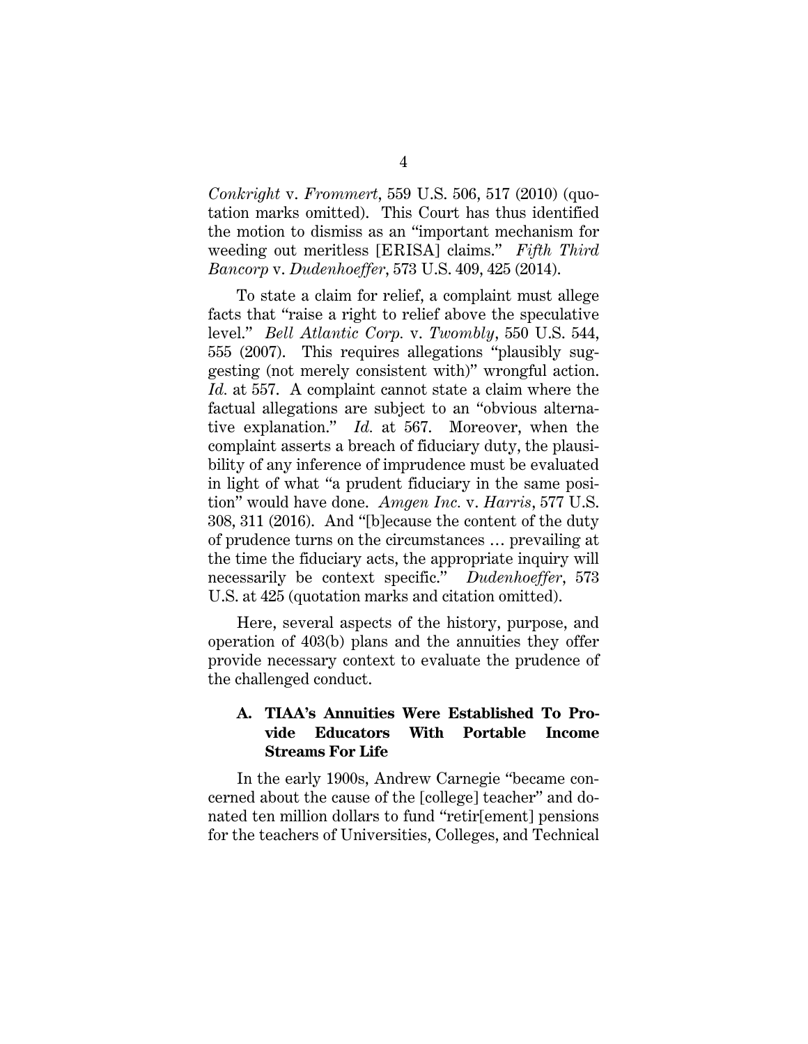*Conkright* v. *Frommert*, 559 U.S. 506, 517 (2010) (quotation marks omitted). This Court has thus identified the motion to dismiss as an "important mechanism for weeding out meritless [ERISA] claims." *Fifth Third Bancorp* v. *Dudenhoeffer*, 573 U.S. 409, 425 (2014).

To state a claim for relief, a complaint must allege facts that "raise a right to relief above the speculative level." *Bell Atlantic Corp.* v. *Twombly*, 550 U.S. 544, 555 (2007). This requires allegations "plausibly suggesting (not merely consistent with)" wrongful action. *Id.* at 557. A complaint cannot state a claim where the factual allegations are subject to an "obvious alternative explanation." *Id.* at 567. Moreover, when the complaint asserts a breach of fiduciary duty, the plausibility of any inference of imprudence must be evaluated in light of what "a prudent fiduciary in the same position" would have done. *Amgen Inc.* v. *Harris*, 577 U.S. 308, 311 (2016). And "[b]ecause the content of the duty of prudence turns on the circumstances … prevailing at the time the fiduciary acts, the appropriate inquiry will necessarily be context specific." *Dudenhoeffer*, 573 U.S. at 425 (quotation marks and citation omitted).

Here, several aspects of the history, purpose, and operation of 403(b) plans and the annuities they offer provide necessary context to evaluate the prudence of the challenged conduct.

### A. TIAA's Annuities Were Established To Provide Educators With Portable Income Streams For Life

In the early 1900s, Andrew Carnegie "became concerned about the cause of the [college] teacher" and donated ten million dollars to fund "retir[ement] pensions for the teachers of Universities, Colleges, and Technical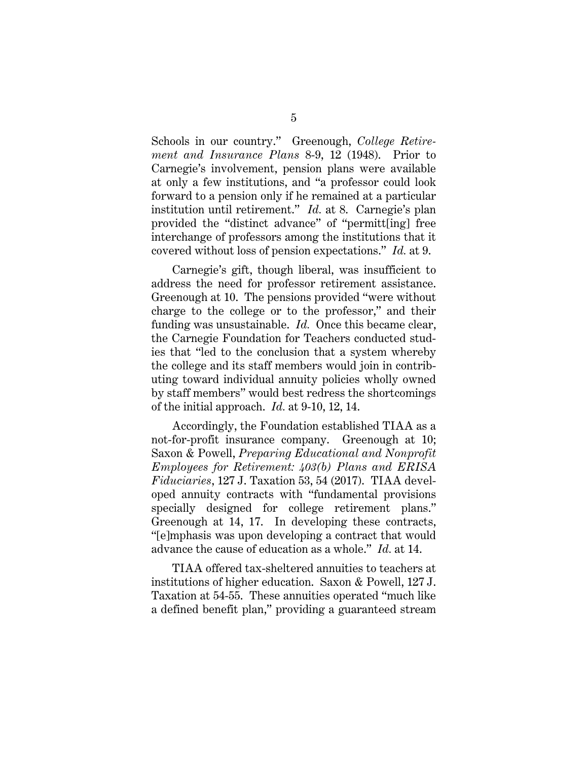Schools in our country." Greenough, *College Retirement and Insurance Plans* 8-9, 12 (1948). Prior to Carnegie's involvement, pension plans were available at only a few institutions, and "a professor could look forward to a pension only if he remained at a particular institution until retirement." *Id.* at 8. Carnegie's plan provided the "distinct advance" of "permitt[ing] free interchange of professors among the institutions that it covered without loss of pension expectations." *Id.* at 9.

Carnegie's gift, though liberal, was insufficient to address the need for professor retirement assistance. Greenough at 10. The pensions provided "were without charge to the college or to the professor," and their funding was unsustainable. *Id.* Once this became clear, the Carnegie Foundation for Teachers conducted studies that "led to the conclusion that a system whereby the college and its staff members would join in contributing toward individual annuity policies wholly owned by staff members" would best redress the shortcomings of the initial approach. *Id.* at 9-10, 12, 14.

Accordingly, the Foundation established TIAA as a not-for-profit insurance company. Greenough at 10; Saxon & Powell, *Preparing Educational and Nonprofit Employees for Retirement: 403(b) Plans and ERISA Fiduciaries*, 127 J. Taxation 53, 54 (2017). TIAA developed annuity contracts with "fundamental provisions specially designed for college retirement plans." Greenough at 14, 17. In developing these contracts, "[e]mphasis was upon developing a contract that would advance the cause of education as a whole." *Id.* at 14.

TIAA offered tax-sheltered annuities to teachers at institutions of higher education. Saxon & Powell, 127 J. Taxation at 54-55. These annuities operated "much like a defined benefit plan," providing a guaranteed stream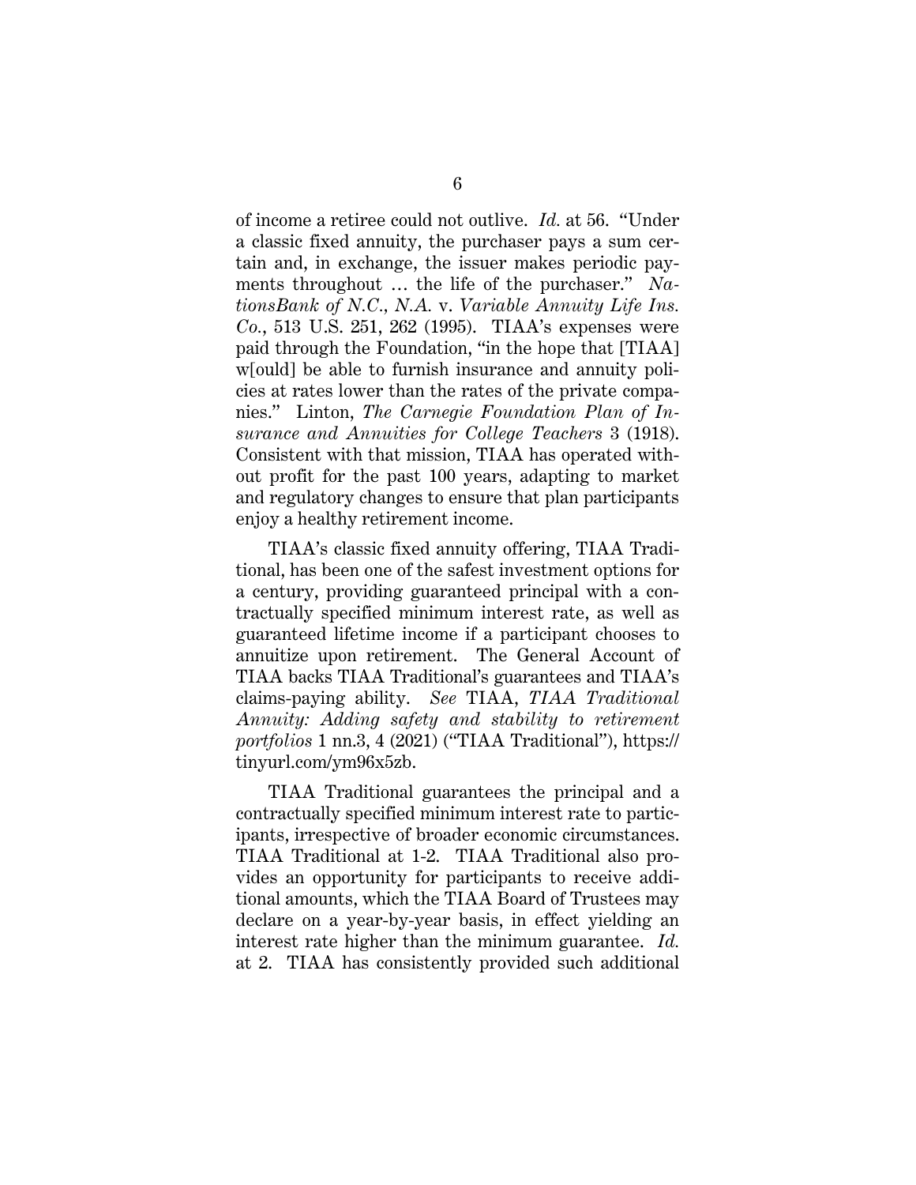of income a retiree could not outlive. *Id.* at 56. "Under a classic fixed annuity, the purchaser pays a sum certain and, in exchange, the issuer makes periodic payments throughout … the life of the purchaser." *NationsBank of N.C., N.A.* v. *Variable Annuity Life Ins. Co.*, 513 U.S. 251, 262 (1995). TIAA's expenses were paid through the Foundation, "in the hope that [TIAA] w[ould] be able to furnish insurance and annuity policies at rates lower than the rates of the private companies." Linton, *The Carnegie Foundation Plan of Insurance and Annuities for College Teachers* 3 (1918). Consistent with that mission, TIAA has operated without profit for the past 100 years, adapting to market and regulatory changes to ensure that plan participants enjoy a healthy retirement income.

TIAA's classic fixed annuity offering, TIAA Traditional, has been one of the safest investment options for a century, providing guaranteed principal with a contractually specified minimum interest rate, as well as guaranteed lifetime income if a participant chooses to annuitize upon retirement. The General Account of TIAA backs TIAA Traditional's guarantees and TIAA's claims-paying ability. *See* TIAA, *TIAA Traditional Annuity: Adding safety and stability to retirement portfolios* 1 nn.3, 4 (2021) ("TIAA Traditional"), https://tinyurl.com/ym96x5zb.

TIAA Traditional guarantees the principal and a contractually specified minimum interest rate to participants, irrespective of broader economic circumstances. TIAA Traditional at 1-2. TIAA Traditional also provides an opportunity for participants to receive additional amounts, which the TIAA Board of Trustees may declare on a year-by-year basis, in effect yielding an interest rate higher than the minimum guarantee. *Id.* at 2. TIAA has consistently provided such additional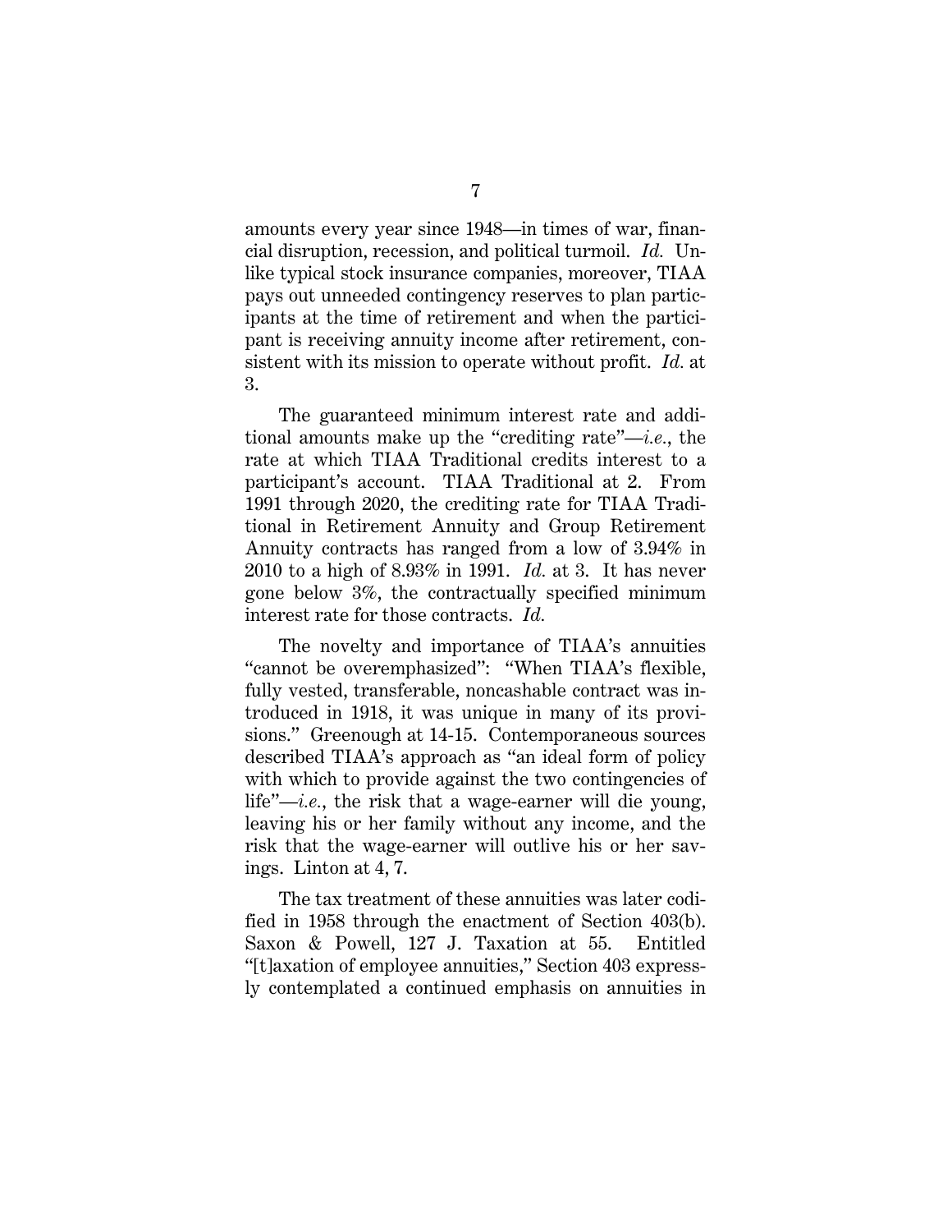amounts every year since 1948—in times of war, financial disruption, recession, and political turmoil. *Id.* Unlike typical stock insurance companies, moreover, TIAA pays out unneeded contingency reserves to plan participants at the time of retirement and when the participant is receiving annuity income after retirement, consistent with its mission to operate without profit. *Id.* at 3.

The guaranteed minimum interest rate and additional amounts make up the "crediting rate"—*i.e.*, the rate at which TIAA Traditional credits interest to a participant's account. TIAA Traditional at 2. From 1991 through 2020, the crediting rate for TIAA Traditional in Retirement Annuity and Group Retirement Annuity contracts has ranged from a low of 3.94% in 2010 to a high of 8.93% in 1991. *Id.* at 3. It has never gone below 3%, the contractually specified minimum interest rate for those contracts. *Id.*

The novelty and importance of TIAA's annuities "cannot be overemphasized": "When TIAA's flexible, fully vested, transferable, noncashable contract was introduced in 1918, it was unique in many of its provisions." Greenough at 14-15. Contemporaneous sources described TIAA's approach as "an ideal form of policy with which to provide against the two contingencies of life"—*i.e.*, the risk that a wage-earner will die young, leaving his or her family without any income, and the risk that the wage-earner will outlive his or her savings. Linton at 4, 7.

The tax treatment of these annuities was later codified in 1958 through the enactment of Section 403(b). Saxon & Powell, 127 J. Taxation at 55. Entitled "[t]axation of employee annuities," Section 403 expressly contemplated a continued emphasis on annuities in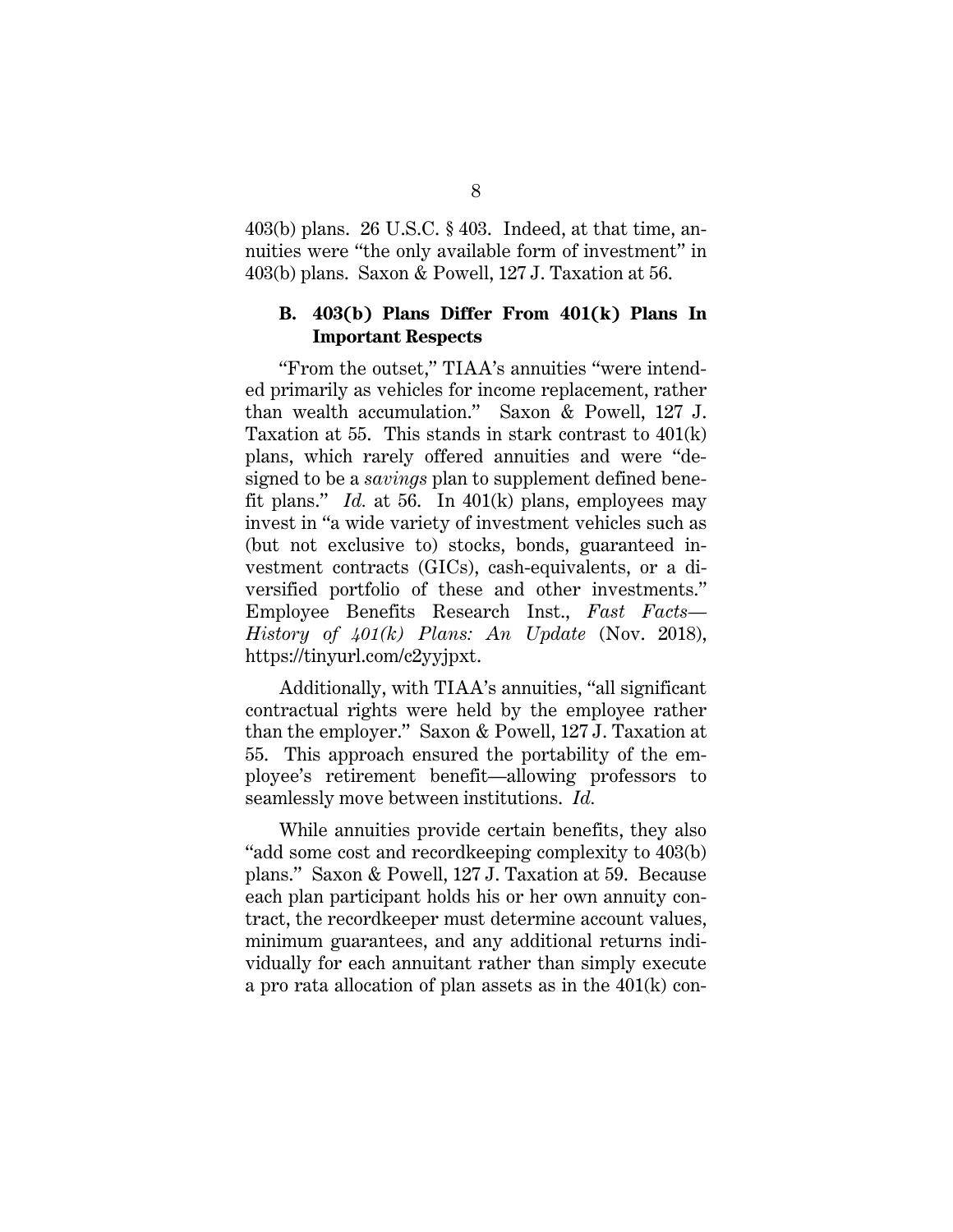403(b) plans. 26 U.S.C. § 403. Indeed, at that time, annuities were "the only available form of investment" in 403(b) plans. Saxon & Powell, 127 J. Taxation at 56.

### B. 403(b) Plans Differ From 401(k) Plans In Important Respects

"From the outset," TIAA's annuities "were intended primarily as vehicles for income replacement, rather than wealth accumulation." Saxon & Powell, 127 J. Taxation at 55. This stands in stark contrast to 401(k) plans, which rarely offered annuities and were "designed to be a *savings* plan to supplement defined benefit plans." *Id.* at 56. In 401(k) plans, employees may invest in "a wide variety of investment vehicles such as (but not exclusive to) stocks, bonds, guaranteed investment contracts (GICs), cash-equivalents, or a diversified portfolio of these and other investments." Employee Benefits Research Inst., *Fast Facts—History of 401(k) Plans: An Update* (Nov. 2018), https://tinyurl.com/c2yyjpxt.

Additionally, with TIAA's annuities, "all significant contractual rights were held by the employee rather than the employer." Saxon & Powell, 127 J. Taxation at 55. This approach ensured the portability of the employee's retirement benefit—allowing professors to seamlessly move between institutions. *Id.*

While annuities provide certain benefits, they also "add some cost and recordkeeping complexity to 403(b) plans." Saxon & Powell, 127 J. Taxation at 59. Because each plan participant holds his or her own annuity contract, the recordkeeper must determine account values, minimum guarantees, and any additional returns individually for each annuitant rather than simply execute a pro rata allocation of plan assets as in the 401(k) con-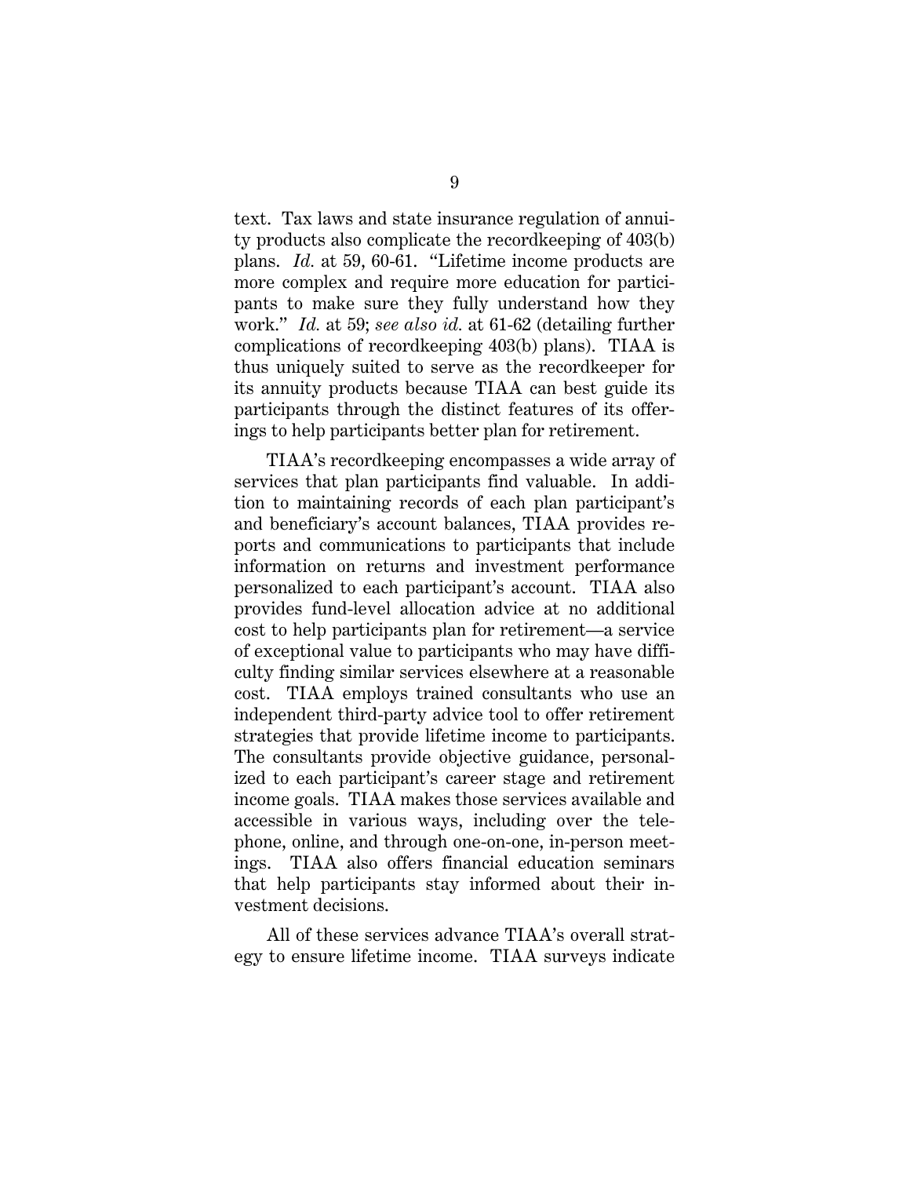text. Tax laws and state insurance regulation of annuity products also complicate the recordkeeping of 403(b) plans. *Id.* at 59, 60-61. "Lifetime income products are more complex and require more education for participants to make sure they fully understand how they work." *Id.* at 59; *see also id.* at 61-62 (detailing further complications of recordkeeping 403(b) plans). TIAA is thus uniquely suited to serve as the recordkeeper for its annuity products because TIAA can best guide its participants through the distinct features of its offerings to help participants better plan for retirement.

TIAA's recordkeeping encompasses a wide array of services that plan participants find valuable. In addition to maintaining records of each plan participant's and beneficiary's account balances, TIAA provides reports and communications to participants that include information on returns and investment performance personalized to each participant's account. TIAA also provides fund-level allocation advice at no additional cost to help participants plan for retirement—a service of exceptional value to participants who may have difficulty finding similar services elsewhere at a reasonable cost. TIAA employs trained consultants who use an independent third-party advice tool to offer retirement strategies that provide lifetime income to participants. The consultants provide objective guidance, personalized to each participant's career stage and retirement income goals. TIAA makes those services available and accessible in various ways, including over the telephone, online, and through one-on-one, in-person meetings. TIAA also offers financial education seminars that help participants stay informed about their investment decisions.

All of these services advance TIAA's overall strategy to ensure lifetime income. TIAA surveys indicate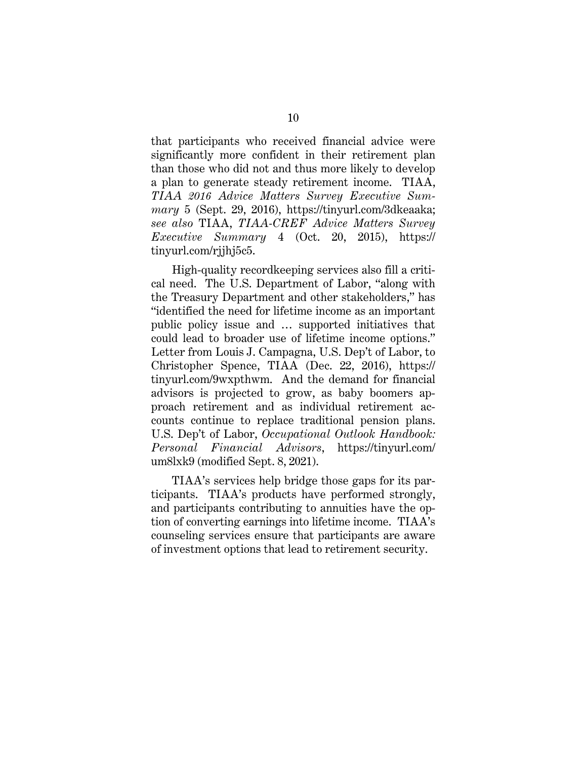that participants who received financial advice were significantly more confident in their retirement plan than those who did not and thus more likely to develop a plan to generate steady retirement income. TIAA, *TIAA 2016 Advice Matters Survey Executive Summary* 5 (Sept. 29, 2016), https://tinyurl.com/3dkeaaka; *see also* TIAA, *TIAA-CREF Advice Matters Survey Executive Summary* 4 (Oct. 20, 2015), https://tinyurl.com/rjjhj5c5.

High-quality recordkeeping services also fill a critical need. The U.S. Department of Labor, "along with the Treasury Department and other stakeholders," has "identified the need for lifetime income as an important public policy issue and … supported initiatives that could lead to broader use of lifetime income options." Letter from Louis J. Campagna, U.S. Dep't of Labor, to Christopher Spence, TIAA (Dec. 22, 2016), https://tinyurl.com/9wxpthwm. And the demand for financial advisors is projected to grow, as baby boomers approach retirement and as individual retirement accounts continue to replace traditional pension plans. U.S. Dep't of Labor, *Occupational Outlook Handbook: Personal Financial Advisors*, https://tinyurl.com/um8lxk9 (modified Sept. 8, 2021).

TIAA's services help bridge those gaps for its participants. TIAA's products have performed strongly, and participants contributing to annuities have the option of converting earnings into lifetime income. TIAA's counseling services ensure that participants are aware of investment options that lead to retirement security.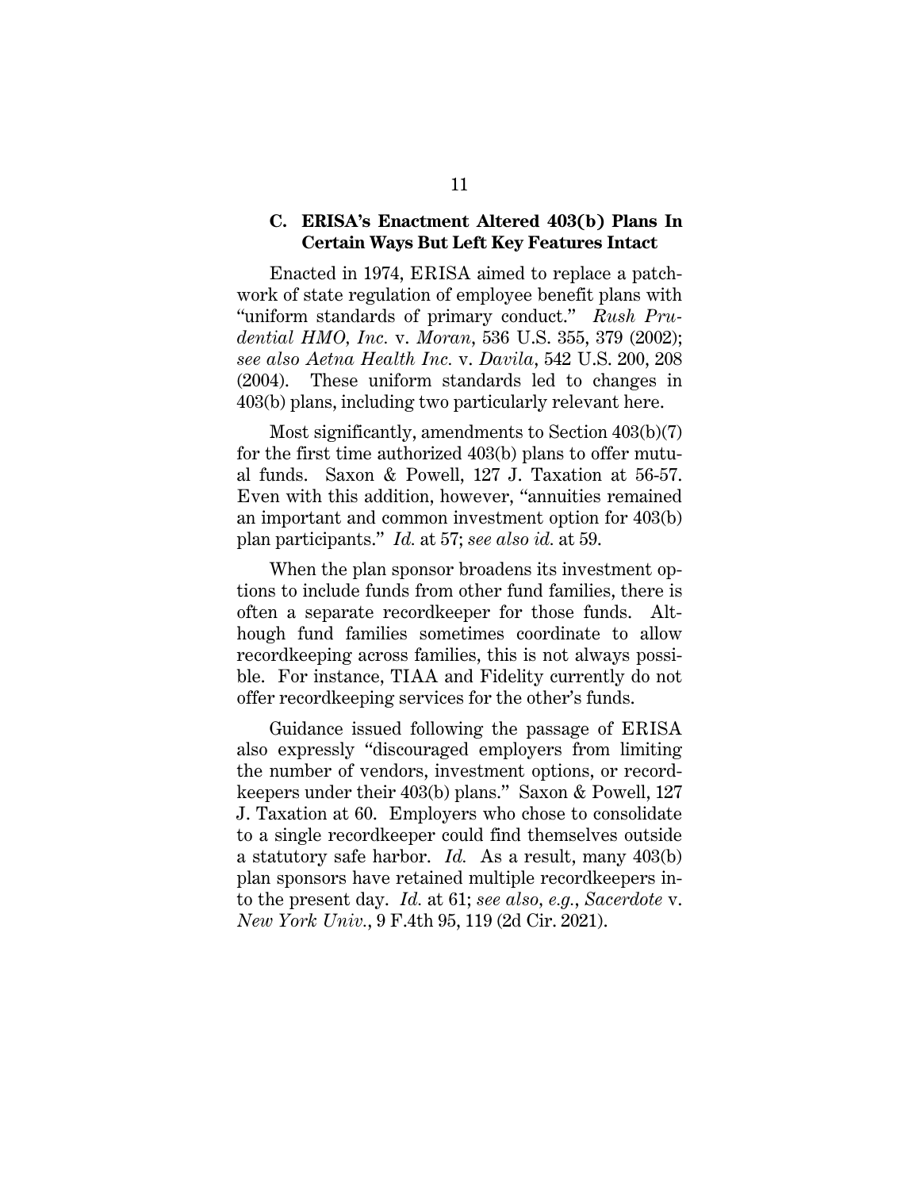### C. ERISA's Enactment Altered 403(b) Plans In Certain Ways But Left Key Features Intact

Enacted in 1974, ERISA aimed to replace a patchwork of state regulation of employee benefit plans with "uniform standards of primary conduct." *Rush Prudential HMO, Inc.* v. *Moran*, 536 U.S. 355, 379 (2002); *see also Aetna Health Inc.* v. *Davila*, 542 U.S. 200, 208 (2004). These uniform standards led to changes in 403(b) plans, including two particularly relevant here.

Most significantly, amendments to Section 403(b)(7) for the first time authorized 403(b) plans to offer mutual funds. Saxon & Powell, 127 J. Taxation at 56-57. Even with this addition, however, "annuities remained an important and common investment option for 403(b) plan participants." *Id.* at 57; *see also id.* at 59.

When the plan sponsor broadens its investment options to include funds from other fund families, there is often a separate recordkeeper for those funds. Although fund families sometimes coordinate to allow recordkeeping across families, this is not always possible. For instance, TIAA and Fidelity currently do not offer recordkeeping services for the other's funds.

Guidance issued following the passage of ERISA also expressly "discouraged employers from limiting the number of vendors, investment options, or recordkeepers under their 403(b) plans." Saxon & Powell, 127 J. Taxation at 60. Employers who chose to consolidate to a single recordkeeper could find themselves outside a statutory safe harbor. *Id.* As a result, many 403(b) plan sponsors have retained multiple recordkeepers into the present day. *Id.* at 61; *see also, e.g.*, *Sacerdote* v. *New York Univ.*, 9 F.4th 95, 119 (2d Cir. 2021).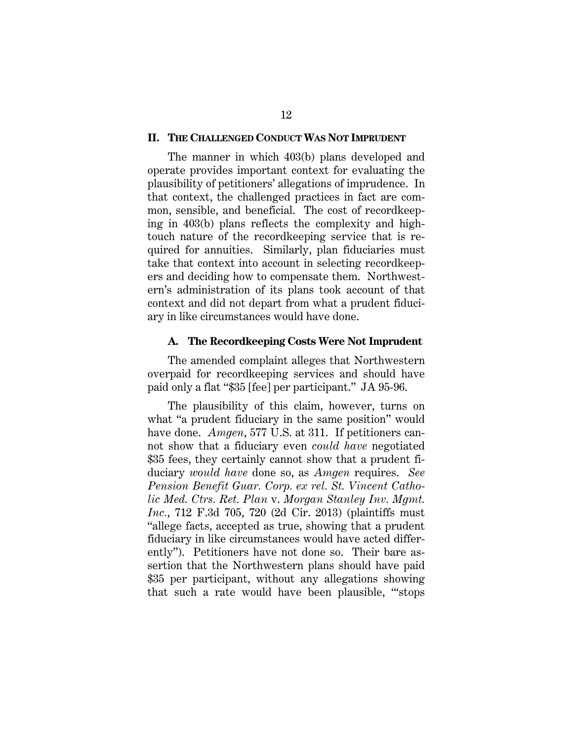## II. THE CHALLENGED CONDUCT WAS NOT IMPRUDENT

The manner in which 403(b) plans developed and operate provides important context for evaluating the plausibility of petitioners' allegations of imprudence. In that context, the challenged practices in fact are common, sensible, and beneficial. The cost of recordkeeping in 403(b) plans reflects the complexity and high-touch nature of the recordkeeping service that is required for annuities. Similarly, plan fiduciaries must take that context into account in selecting recordkeepers and deciding how to compensate them. Northwestern's administration of its plans took account of that context and did not depart from what a prudent fiduciary in like circumstances would have done.

### A. The Recordkeeping Costs Were Not Imprudent

The amended complaint alleges that Northwestern overpaid for recordkeeping services and should have paid only a flat "$35 [fee] per participant." JA 95-96.

The plausibility of this claim, however, turns on what "a prudent fiduciary in the same position" would have done. *Amgen*, 577 U.S. at 311. If petitioners cannot show that a fiduciary even *could have* negotiated $35 fees, they certainly cannot show that a prudent fiduciary *would have* done so, as *Amgen* requires. *See Pension Benefit Guar. Corp. ex rel. St. Vincent Catholic Med. Ctrs. Ret. Plan* v. *Morgan Stanley Inv. Mgmt. Inc.*, 712 F.3d 705, 720 (2d Cir. 2013) (plaintiffs must "allege facts, accepted as true, showing that a prudent fiduciary in like circumstances would have acted differently"). Petitioners have not done so. Their bare assertion that the Northwestern plans should have paid $35 per participant, without any allegations showing that such a rate would have been plausible, "'stops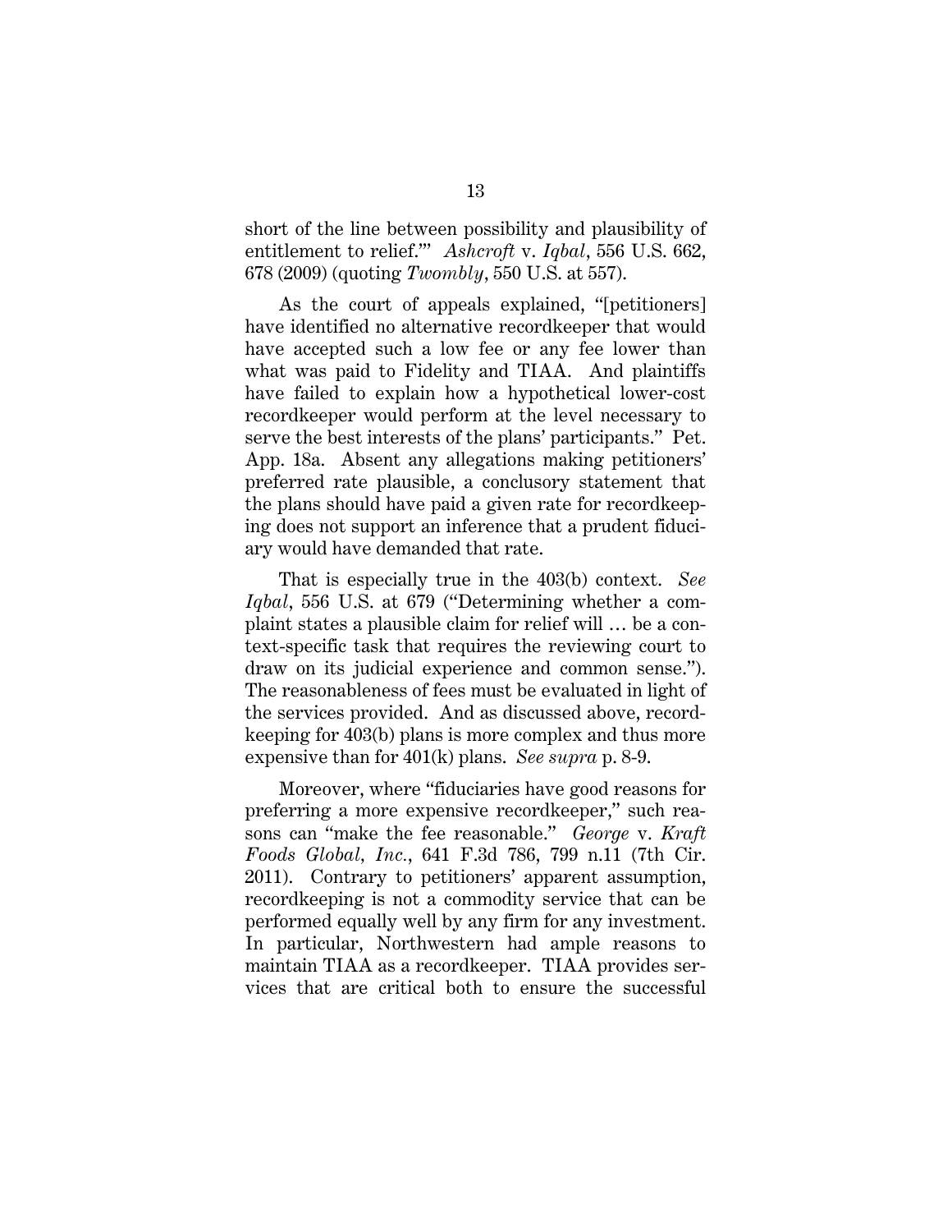short of the line between possibility and plausibility of entitlement to relief.'" *Ashcroft* v. *Iqbal*, 556 U.S. 662, 678 (2009) (quoting *Twombly*, 550 U.S. at 557).

As the court of appeals explained, "[petitioners] have identified no alternative recordkeeper that would have accepted such a low fee or any fee lower than what was paid to Fidelity and TIAA. And plaintiffs have failed to explain how a hypothetical lower-cost recordkeeper would perform at the level necessary to serve the best interests of the plans' participants." Pet. App. 18a. Absent any allegations making petitioners' preferred rate plausible, a conclusory statement that the plans should have paid a given rate for recordkeeping does not support an inference that a prudent fiduciary would have demanded that rate.

That is especially true in the 403(b) context. *See Iqbal*, 556 U.S. at 679 ("Determining whether a complaint states a plausible claim for relief will … be a context-specific task that requires the reviewing court to draw on its judicial experience and common sense."). The reasonableness of fees must be evaluated in light of the services provided. And as discussed above, recordkeeping for 403(b) plans is more complex and thus more expensive than for 401(k) plans. *See supra* p. 8-9.

Moreover, where "fiduciaries have good reasons for preferring a more expensive recordkeeper," such reasons can "make the fee reasonable." *George* v. *Kraft Foods Global, Inc.*, 641 F.3d 786, 799 n.11 (7th Cir. 2011). Contrary to petitioners' apparent assumption, recordkeeping is not a commodity service that can be performed equally well by any firm for any investment. In particular, Northwestern had ample reasons to maintain TIAA as a recordkeeper. TIAA provides services that are critical both to ensure the successful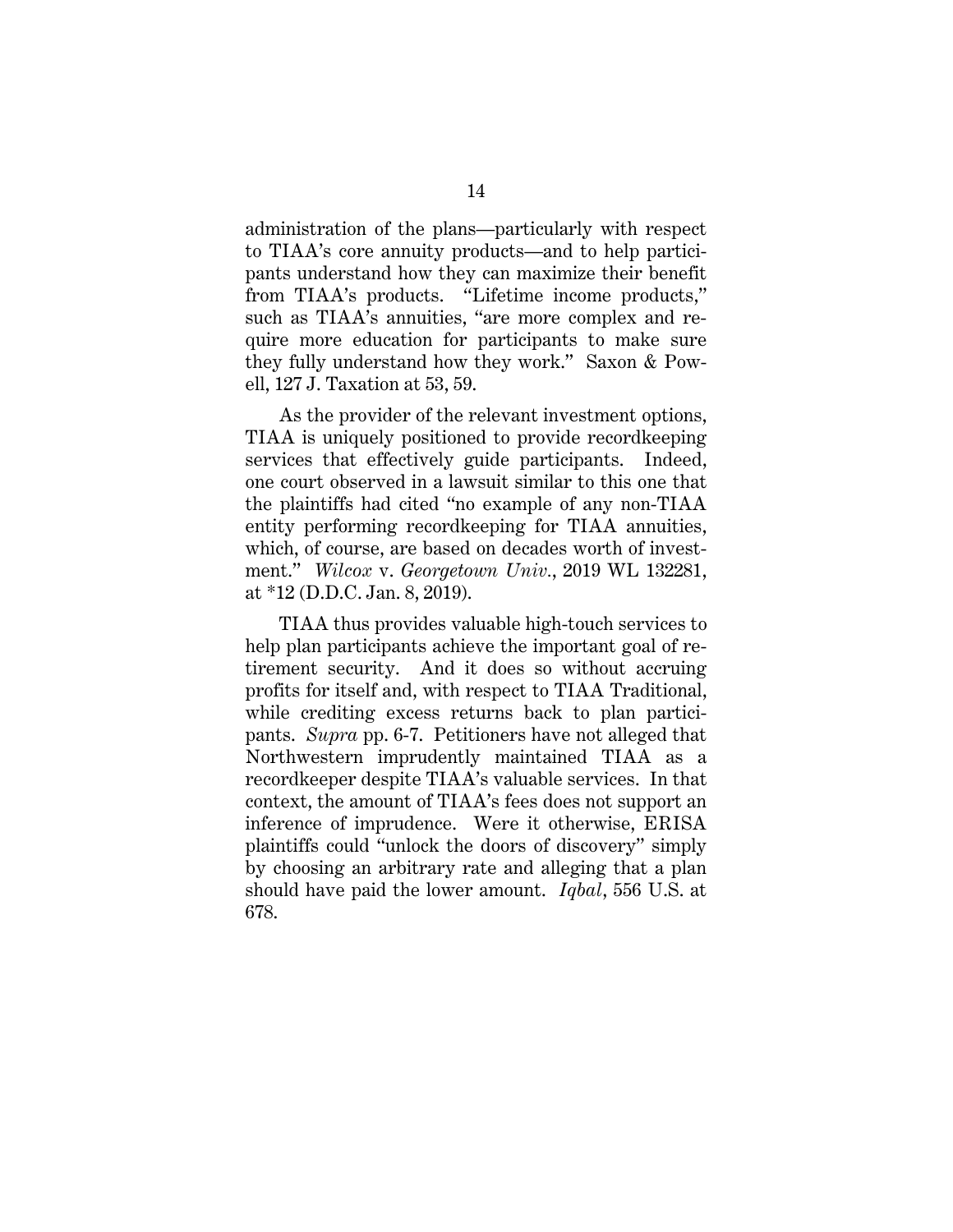administration of the plans—particularly with respect to TIAA's core annuity products—and to help participants understand how they can maximize their benefit from TIAA's products. "Lifetime income products," such as TIAA's annuities, "are more complex and require more education for participants to make sure they fully understand how they work." Saxon & Powell, 127 J. Taxation at 53, 59.

As the provider of the relevant investment options, TIAA is uniquely positioned to provide recordkeeping services that effectively guide participants. Indeed, one court observed in a lawsuit similar to this one that the plaintiffs had cited "no example of any non-TIAA entity performing recordkeeping for TIAA annuities, which, of course, are based on decades worth of investment." *Wilcox* v. *Georgetown Univ.*, 2019 WL 132281, at *12 (D.D.C. Jan. 8, 2019).

TIAA thus provides valuable high-touch services to help plan participants achieve the important goal of retirement security. And it does so without accruing profits for itself and, with respect to TIAA Traditional, while crediting excess returns back to plan participants. *Supra* pp. 6-7. Petitioners have not alleged that Northwestern imprudently maintained TIAA as a recordkeeper despite TIAA's valuable services. In that context, the amount of TIAA's fees does not support an inference of imprudence. Were it otherwise, ERISA plaintiffs could "unlock the doors of discovery" simply by choosing an arbitrary rate and alleging that a plan should have paid the lower amount. *Iqbal*, 556 U.S. at 678.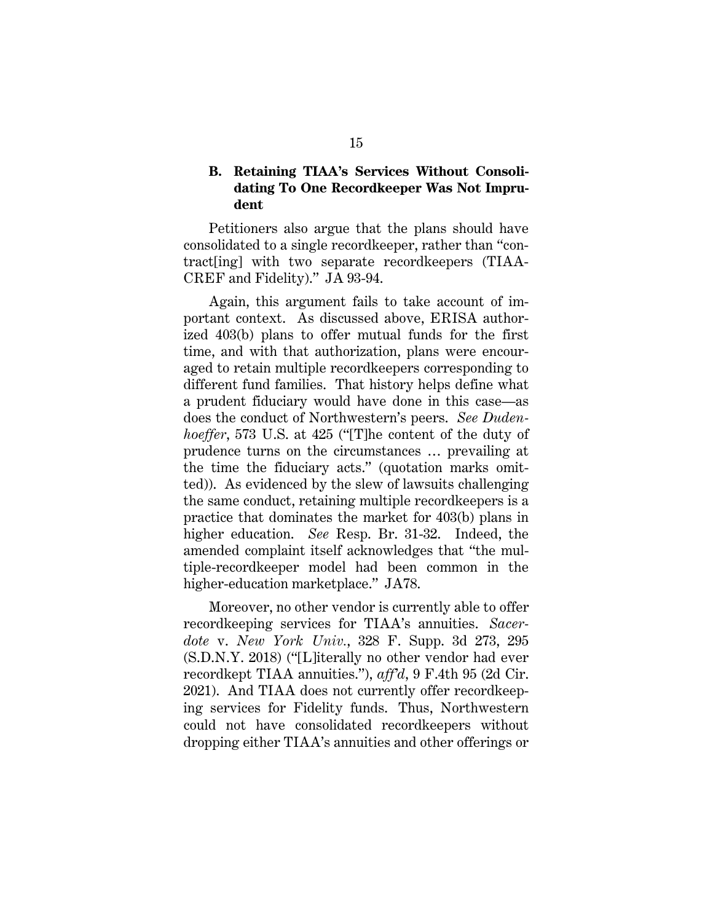### B. Retaining TIAA's Services Without Consolidating To One Recordkeeper Was Not Imprudent

Petitioners also argue that the plans should have consolidated to a single recordkeeper, rather than "contract[ing] with two separate recordkeepers (TIAA-CREF and Fidelity)." JA 93-94.

Again, this argument fails to take account of important context. As discussed above, ERISA authorized 403(b) plans to offer mutual funds for the first time, and with that authorization, plans were encouraged to retain multiple recordkeepers corresponding to different fund families. That history helps define what a prudent fiduciary would have done in this case—as does the conduct of Northwestern's peers. *See Dudenhoeffer*, 573 U.S. at 425 ("[T]he content of the duty of prudence turns on the circumstances … prevailing at the time the fiduciary acts." (quotation marks omitted)). As evidenced by the slew of lawsuits challenging the same conduct, retaining multiple recordkeepers is a practice that dominates the market for 403(b) plans in higher education. *See* Resp. Br. 31-32. Indeed, the amended complaint itself acknowledges that "the multiple-recordkeeper model had been common in the higher-education marketplace." JA78.

Moreover, no other vendor is currently able to offer recordkeeping services for TIAA's annuities. *Sacerdote* v. *New York Univ.*, 328 F. Supp. 3d 273, 295 (S.D.N.Y. 2018) ("[L]iterally no other vendor had ever recordkept TIAA annuities."), *aff'd*, 9 F.4th 95 (2d Cir. 2021). And TIAA does not currently offer recordkeeping services for Fidelity funds. Thus, Northwestern could not have consolidated recordkeepers without dropping either TIAA's annuities and other offerings or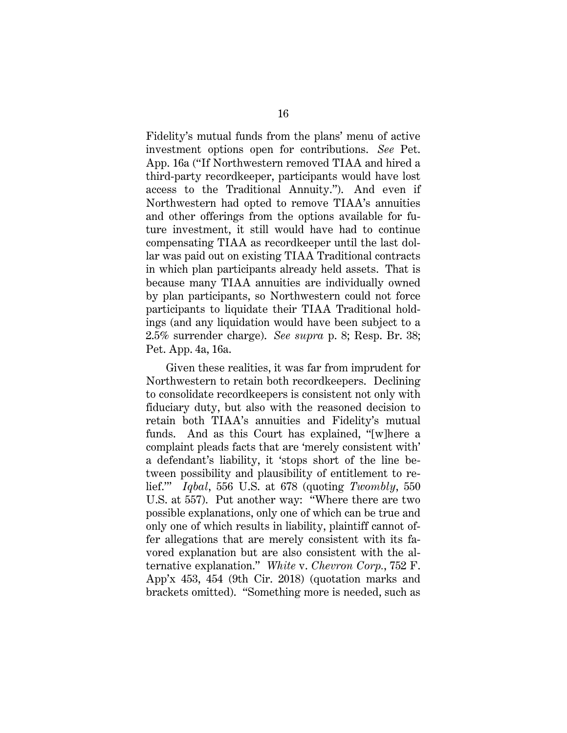Fidelity's mutual funds from the plans' menu of active investment options open for contributions. *See* Pet. App. 16a ("If Northwestern removed TIAA and hired a third-party recordkeeper, participants would have lost access to the Traditional Annuity."). And even if Northwestern had opted to remove TIAA's annuities and other offerings from the options available for future investment, it still would have had to continue compensating TIAA as recordkeeper until the last dollar was paid out on existing TIAA Traditional contracts in which plan participants already held assets. That is because many TIAA annuities are individually owned by plan participants, so Northwestern could not force participants to liquidate their TIAA Traditional holdings (and any liquidation would have been subject to a 2.5% surrender charge). *See supra* p. 8; Resp. Br. 38; Pet. App. 4a, 16a.

Given these realities, it was far from imprudent for Northwestern to retain both recordkeepers. Declining to consolidate recordkeepers is consistent not only with fiduciary duty, but also with the reasoned decision to retain both TIAA's annuities and Fidelity's mutual funds. And as this Court has explained, "[w]here a complaint pleads facts that are 'merely consistent with' a defendant's liability, it 'stops short of the line between possibility and plausibility of entitlement to relief.'" *Iqbal*, 556 U.S. at 678 (quoting *Twombly*, 550 U.S. at 557). Put another way: "Where there are two possible explanations, only one of which can be true and only one of which results in liability, plaintiff cannot offer allegations that are merely consistent with its favored explanation but are also consistent with the alternative explanation." *White* v. *Chevron Corp.*, 752 F. App'x 453, 454 (9th Cir. 2018) (quotation marks and brackets omitted). "Something more is needed, such as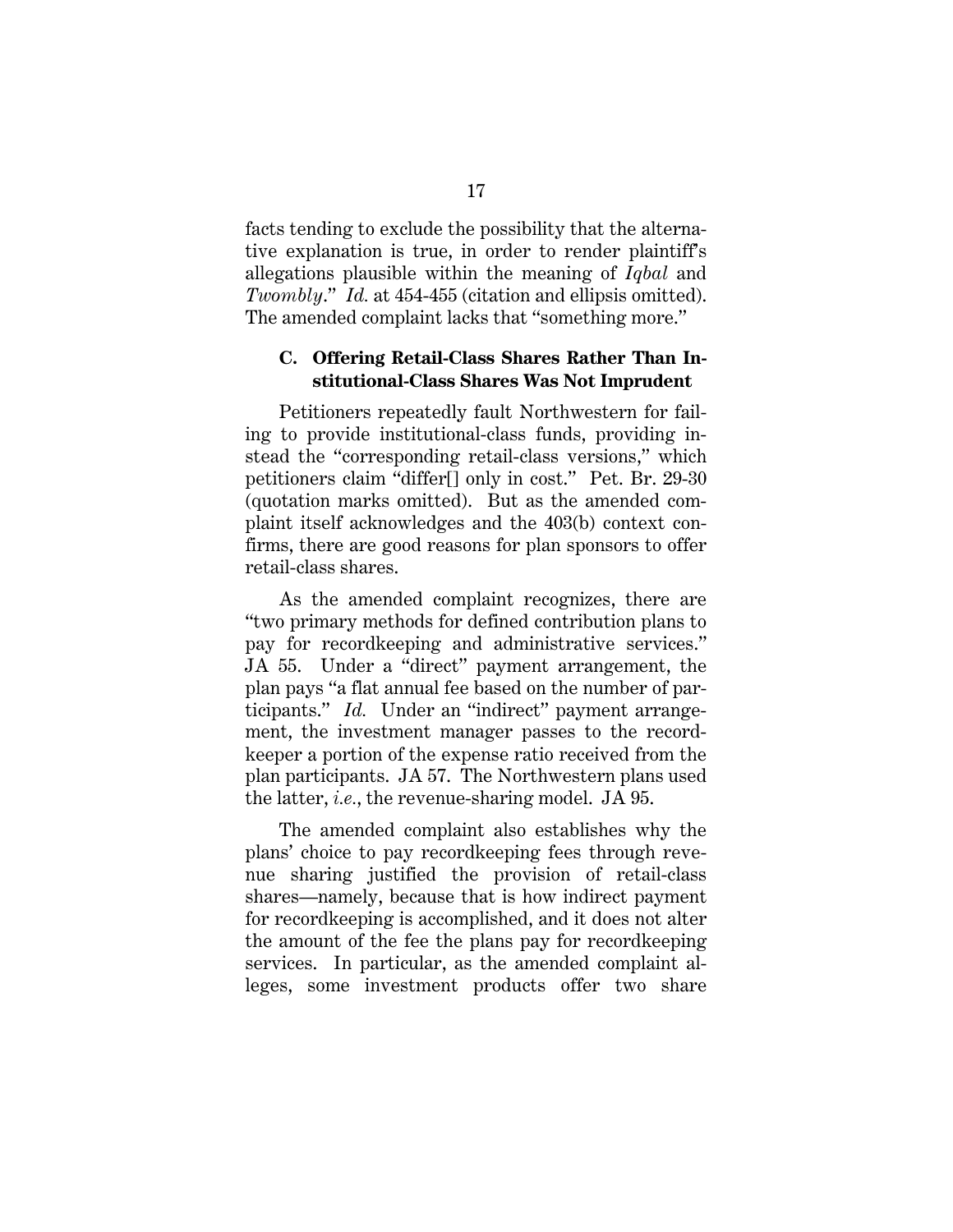facts tending to exclude the possibility that the alternative explanation is true, in order to render plaintiff's allegations plausible within the meaning of *Iqbal* and *Twombly*." *Id.* at 454-455 (citation and ellipsis omitted). The amended complaint lacks that "something more."

### C. Offering Retail-Class Shares Rather Than Institutional-Class Shares Was Not Imprudent

Petitioners repeatedly fault Northwestern for failing to provide institutional-class funds, providing instead the "corresponding retail-class versions," which petitioners claim "differ[] only in cost." Pet. Br. 29-30 (quotation marks omitted). But as the amended complaint itself acknowledges and the 403(b) context confirms, there are good reasons for plan sponsors to offer retail-class shares.

As the amended complaint recognizes, there are "two primary methods for defined contribution plans to pay for recordkeeping and administrative services." JA 55. Under a "direct" payment arrangement, the plan pays "a flat annual fee based on the number of participants." *Id.* Under an "indirect" payment arrangement, the investment manager passes to the recordkeeper a portion of the expense ratio received from the plan participants. JA 57. The Northwestern plans used the latter, *i.e.*, the revenue-sharing model. JA 95.

The amended complaint also establishes why the plans' choice to pay recordkeeping fees through revenue sharing justified the provision of retail-class shares—namely, because that is how indirect payment for recordkeeping is accomplished, and it does not alter the amount of the fee the plans pay for recordkeeping services. In particular, as the amended complaint alleges, some investment products offer two share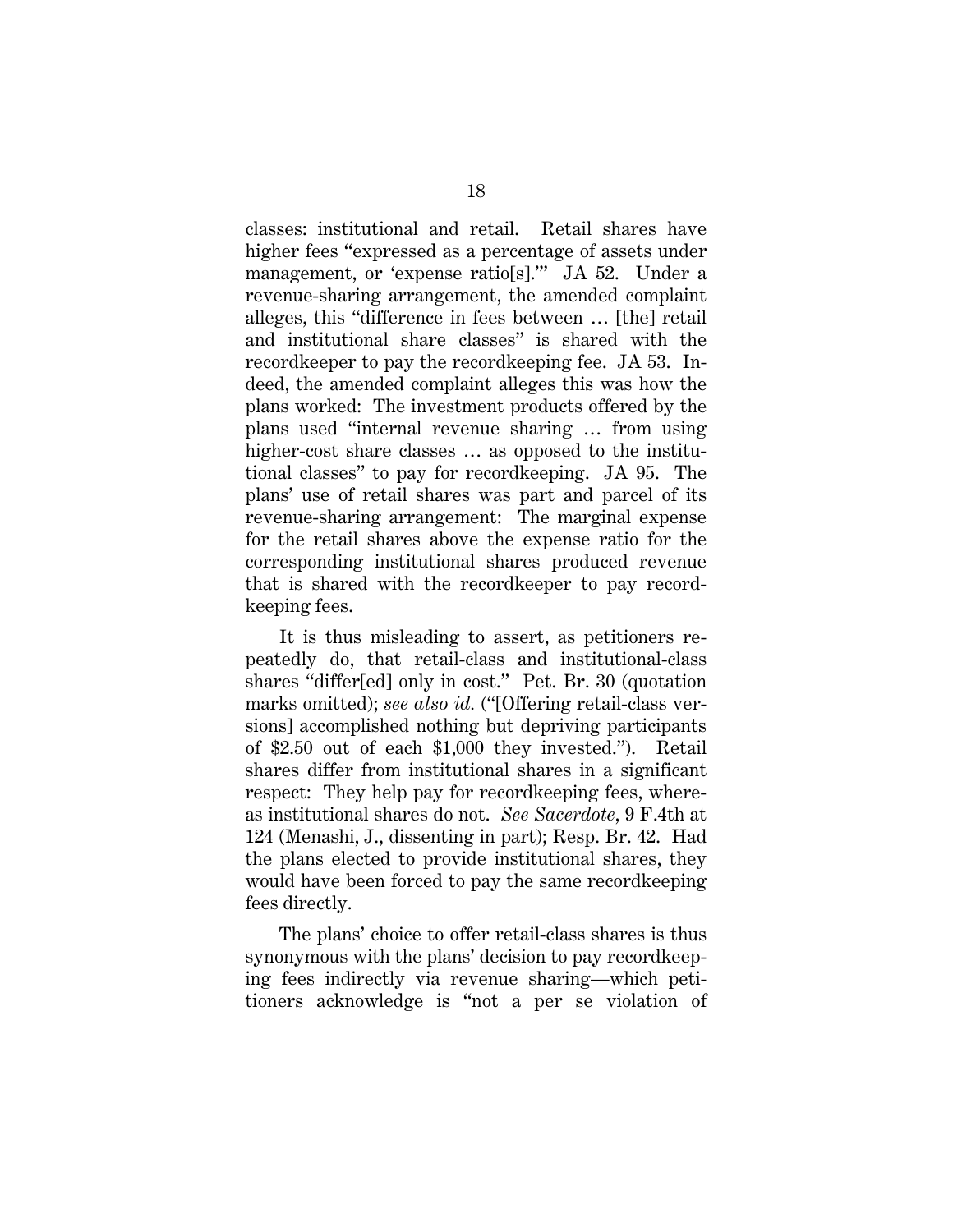classes: institutional and retail. Retail shares have higher fees "expressed as a percentage of assets under management, or 'expense ratio[s].'" JA 52. Under a revenue-sharing arrangement, the amended complaint alleges, this "difference in fees between … [the] retail and institutional share classes" is shared with the recordkeeper to pay the recordkeeping fee. JA 53. Indeed, the amended complaint alleges this was how the plans worked: The investment products offered by the plans used "internal revenue sharing … from using higher-cost share classes … as opposed to the institutional classes" to pay for recordkeeping. JA 95. The plans' use of retail shares was part and parcel of its revenue-sharing arrangement: The marginal expense for the retail shares above the expense ratio for the corresponding institutional shares produced revenue that is shared with the recordkeeper to pay recordkeeping fees.

It is thus misleading to assert, as petitioners repeatedly do, that retail-class and institutional-class shares "differ[ed] only in cost." Pet. Br. 30 (quotation marks omitted); *see also id.* ("[Offering retail-class versions] accomplished nothing but depriving participants of $2.50 out of each $1,000 they invested."). Retail shares differ from institutional shares in a significant respect: They help pay for recordkeeping fees, whereas institutional shares do not. *See Sacerdote*, 9 F.4th at 124 (Menashi, J., dissenting in part); Resp. Br. 42. Had the plans elected to provide institutional shares, they would have been forced to pay the same recordkeeping fees directly.

The plans' choice to offer retail-class shares is thus synonymous with the plans' decision to pay recordkeeping fees indirectly via revenue sharing—which petitioners acknowledge is "not a per se violation of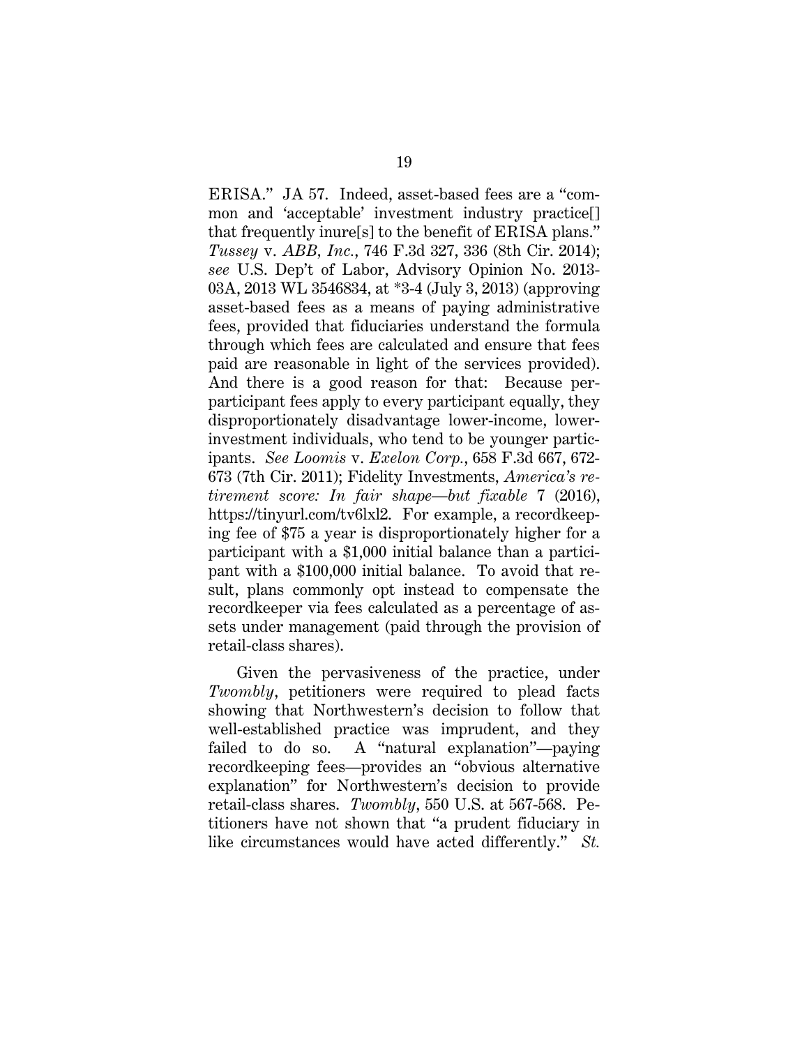ERISA." JA 57. Indeed, asset-based fees are a "common and 'acceptable' investment industry practice[] that frequently inure[s] to the benefit of ERISA plans." *Tussey* v. *ABB, Inc.*, 746 F.3d 327, 336 (8th Cir. 2014); *see* U.S. Dep't of Labor, Advisory Opinion No. 2013-03A, 2013 WL 3546834, at *3-4 (July 3, 2013) (approving asset-based fees as a means of paying administrative fees, provided that fiduciaries understand the formula through which fees are calculated and ensure that fees paid are reasonable in light of the services provided). And there is a good reason for that: Because per-participant fees apply to every participant equally, they disproportionately disadvantage lower-income, lower-investment individuals, who tend to be younger participants. *See Loomis* v. *Exelon Corp.*, 658 F.3d 667, 672-673 (7th Cir. 2011); Fidelity Investments, *America's retirement score: In fair shape—but fixable* 7 (2016), https://tinyurl.com/tv6lxl2. For example, a recordkeeping fee of $75 a year is disproportionately higher for a participant with a $1,000 initial balance than a participant with a $100,000 initial balance. To avoid that result, plans commonly opt instead to compensate the recordkeeper via fees calculated as a percentage of assets under management (paid through the provision of retail-class shares).

Given the pervasiveness of the practice, under *Twombly*, petitioners were required to plead facts showing that Northwestern's decision to follow that well-established practice was imprudent, and they failed to do so. A "natural explanation"—paying recordkeeping fees—provides an "obvious alternative explanation" for Northwestern's decision to provide retail-class shares. *Twombly*, 550 U.S. at 567-568. Petitioners have not shown that "a prudent fiduciary in like circumstances would have acted differently." *St.*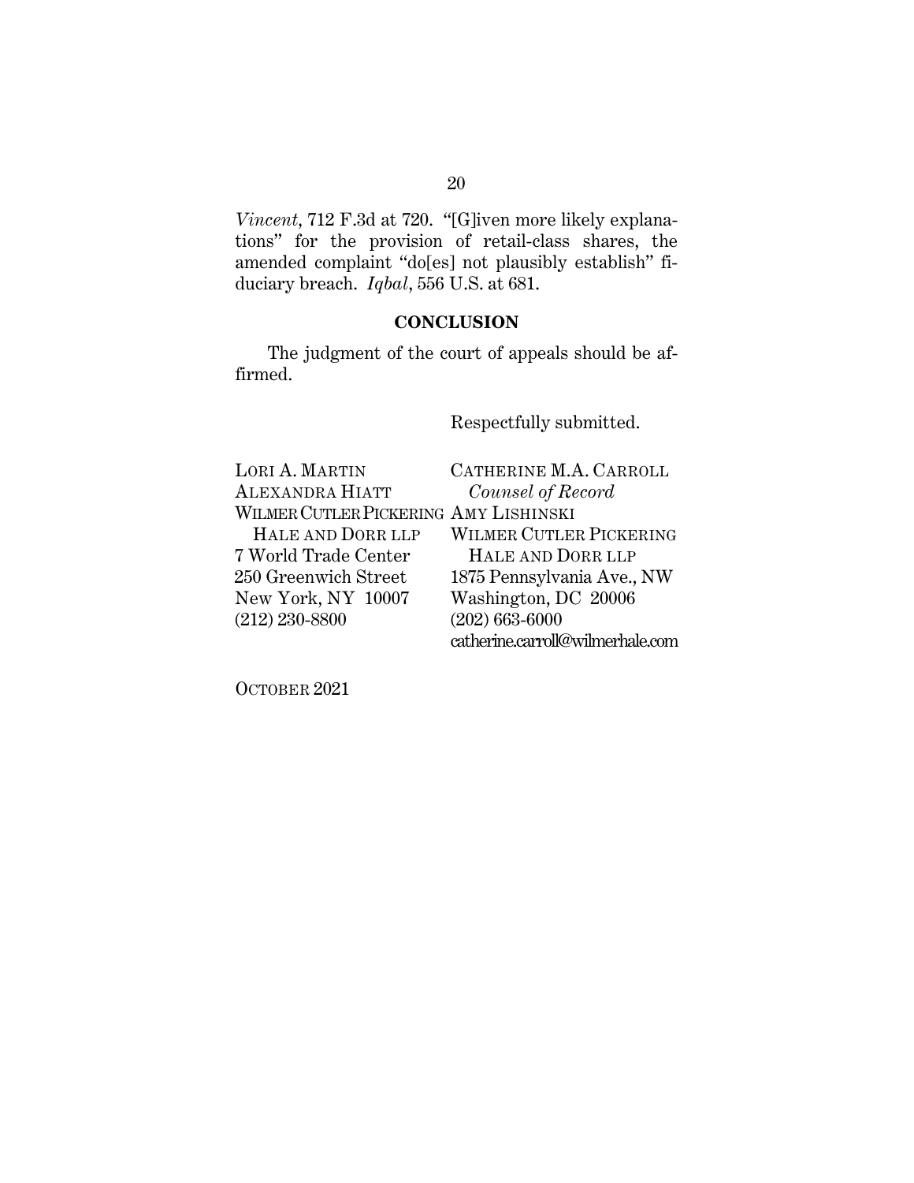*Vincent*, 712 F.3d at 720. "[G]iven more likely explanations" for the provision of retail-class shares, the amended complaint "do[es] not plausibly establish" fiduciary breach. *Iqbal*, 556 U.S. at 681.

## CONCLUSION

The judgment of the court of appeals should be affirmed.

Respectfully submitted.

LORI A. MARTIN
ALEXANDRA HIATT
WILMER CUTLER PICKERING
HALE AND DORR LLP
7 World Trade Center
250 Greenwich Street
New York, NY 10007
(212) 230-8800

CATHERINE M.A. CARROLL
*Counsel of Record*
AMY LISHINSKI
WILMER CUTLER PICKERING
HALE AND DORR LLP
1875 Pennsylvania Ave., NW
Washington, DC 20006
(202) 663-6000
catherine.carroll@wilmerhale.com

OCTOBER 2021